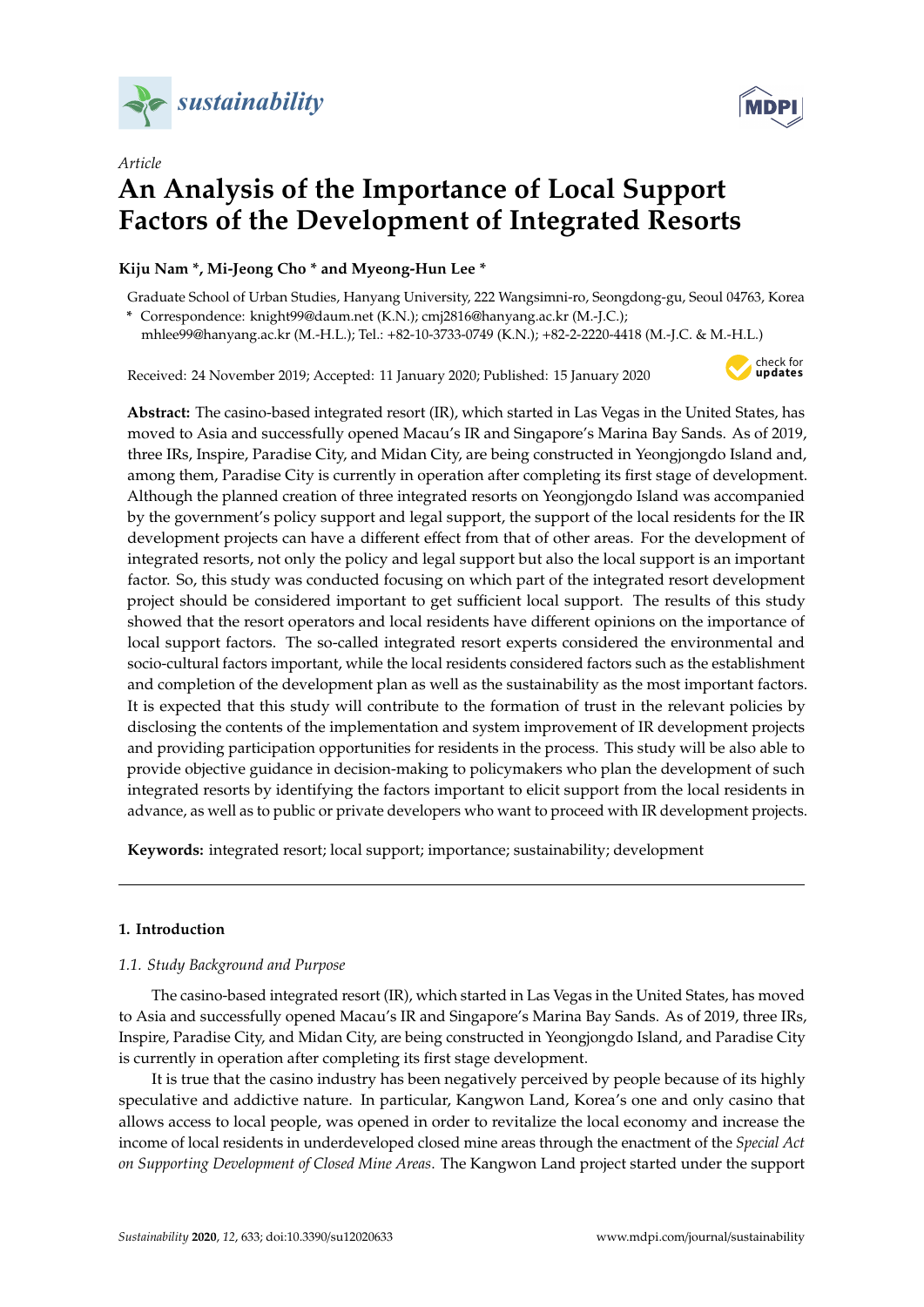*Article*

# An Analysis of the Importance of Local Support Factors of the Development of Integrated Resorts

**Kiju Nam \*, Mi-Jeong Cho \* and Myeong-Hun Lee \***

Graduate School of Urban Studies, Hanyang University, 222 Wangsimni-ro, Seongdong-gu, Seoul 04763, Korea

\* Correspondence: knight99@daum.net (K.N.); cmj2816@hanyang.ac.kr (M.-J.C.); mhlee99@hanyang.ac.kr (M.-H.L.); Tel.: +82-10-3733-0749 (K.N.); +82-2-2220-4418 (M.-J.C. & M.-H.L.)

Received: 24 November 2019; Accepted: 11 January 2020; Published: 15 January 2020

**Abstract:** The casino-based integrated resort (IR), which started in Las Vegas in the United States, has moved to Asia and successfully opened Macau's IR and Singapore's Marina Bay Sands. As of 2019, three IRs, Inspire, Paradise City, and Midan City, are being constructed in Yeongjongdo Island and, among them, Paradise City is currently in operation after completing its first stage of development. Although the planned creation of three integrated resorts on Yeongjongdo Island was accompanied by the government's policy support and legal support, the support of the local residents for the IR development projects can have a different effect from that of other areas. For the development of integrated resorts, not only the policy and legal support but also the local support is an important factor. So, this study was conducted focusing on which part of the integrated resort development project should be considered important to get sufficient local support. The results of this study showed that the resort operators and local residents have different opinions on the importance of local support factors. The so-called integrated resort experts considered the environmental and socio-cultural factors important, while the local residents considered factors such as the establishment and completion of the development plan as well as the sustainability as the most important factors. It is expected that this study will contribute to the formation of trust in the relevant policies by disclosing the contents of the implementation and system improvement of IR development projects and providing participation opportunities for residents in the process. This study will be also able to provide objective guidance in decision-making to policymakers who plan the development of such integrated resorts by identifying the factors important to elicit support from the local residents in advance, as well as to public or private developers who want to proceed with IR development projects.

**Keywords:** integrated resort; local support; importance; sustainability; development

## 1. Introduction

### 1.1. Study Background and Purpose

The casino-based integrated resort (IR), which started in Las Vegas in the United States, has moved to Asia and successfully opened Macau's IR and Singapore's Marina Bay Sands. As of 2019, three IRs, Inspire, Paradise City, and Midan City, are being constructed in Yeongjongdo Island, and Paradise City is currently in operation after completing its first stage development.

It is true that the casino industry has been negatively perceived by people because of its highly speculative and addictive nature. In particular, Kangwon Land, Korea's one and only casino that allows access to local people, was opened in order to revitalize the local economy and increase the income of local residents in underdeveloped closed mine areas through the enactment of the *Special Act on Supporting Development of Closed Mine Areas*. The Kangwon Land project started under the support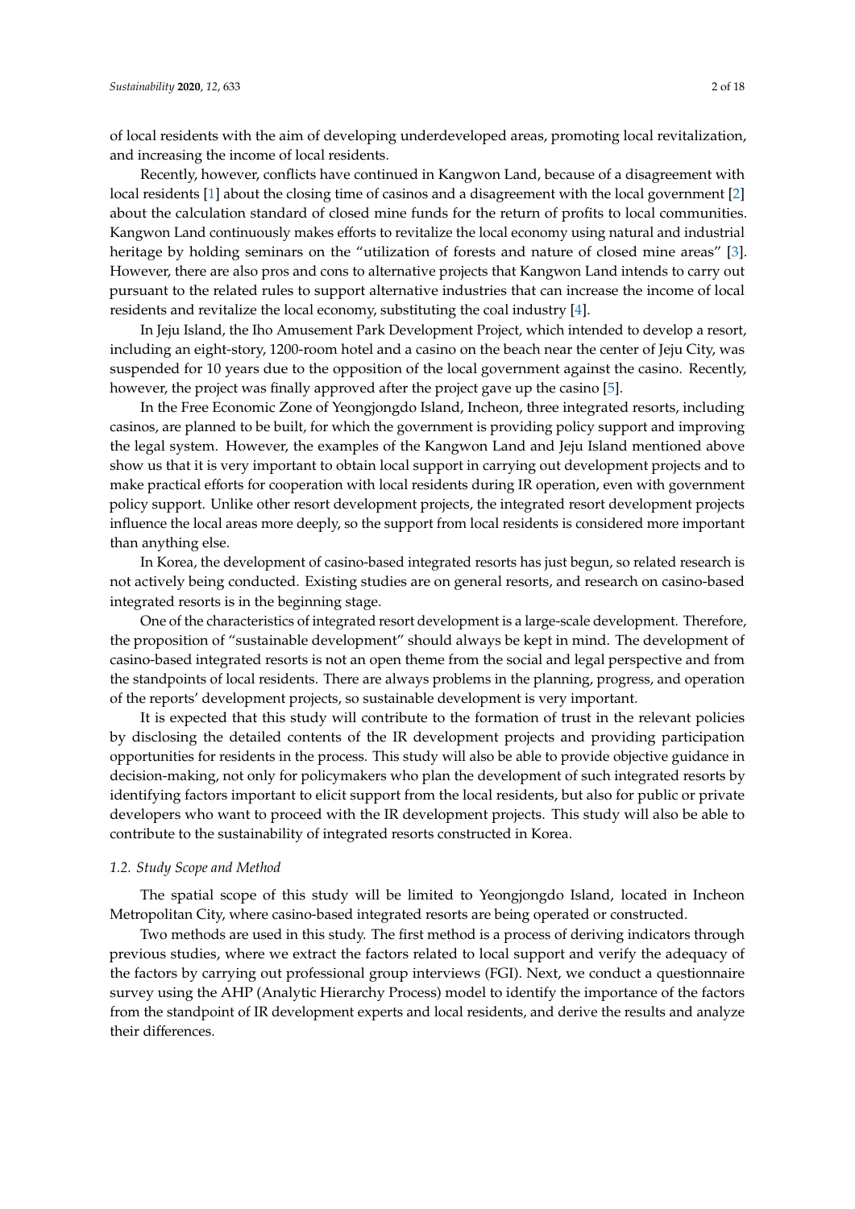of local residents with the aim of developing underdeveloped areas, promoting local revitalization, and increasing the income of local residents.

Recently, however, conflicts have continued in Kangwon Land, because of a disagreement with local residents [1] about the closing time of casinos and a disagreement with the local government [2] about the calculation standard of closed mine funds for the return of profits to local communities. Kangwon Land continuously makes efforts to revitalize the local economy using natural and industrial heritage by holding seminars on the "utilization of forests and nature of closed mine areas" [3]. However, there are also pros and cons to alternative projects that Kangwon Land intends to carry out pursuant to the related rules to support alternative industries that can increase the income of local residents and revitalize the local economy, substituting the coal industry [4].

In Jeju Island, the Iho Amusement Park Development Project, which intended to develop a resort, including an eight-story, 1200-room hotel and a casino on the beach near the center of Jeju City, was suspended for 10 years due to the opposition of the local government against the casino. Recently, however, the project was finally approved after the project gave up the casino [5].

In the Free Economic Zone of Yeongjongdo Island, Incheon, three integrated resorts, including casinos, are planned to be built, for which the government is providing policy support and improving the legal system. However, the examples of the Kangwon Land and Jeju Island mentioned above show us that it is very important to obtain local support in carrying out development projects and to make practical efforts for cooperation with local residents during IR operation, even with government policy support. Unlike other resort development projects, the integrated resort development projects influence the local areas more deeply, so the support from local residents is considered more important than anything else.

In Korea, the development of casino-based integrated resorts has just begun, so related research is not actively being conducted. Existing studies are on general resorts, and research on casino-based integrated resorts is in the beginning stage.

One of the characteristics of integrated resort development is a large-scale development. Therefore, the proposition of "sustainable development" should always be kept in mind. The development of casino-based integrated resorts is not an open theme from the social and legal perspective and from the standpoints of local residents. There are always problems in the planning, progress, and operation of the reports' development projects, so sustainable development is very important.

It is expected that this study will contribute to the formation of trust in the relevant policies by disclosing the detailed contents of the IR development projects and providing participation opportunities for residents in the process. This study will also be able to provide objective guidance in decision-making, not only for policymakers who plan the development of such integrated resorts by identifying factors important to elicit support from the local residents, but also for public or private developers who want to proceed with the IR development projects. This study will also be able to contribute to the sustainability of integrated resorts constructed in Korea.

### *1.2. Study Scope and Method*

The spatial scope of this study will be limited to Yeongjongdo Island, located in Incheon Metropolitan City, where casino-based integrated resorts are being operated or constructed.

Two methods are used in this study. The first method is a process of deriving indicators through previous studies, where we extract the factors related to local support and verify the adequacy of the factors by carrying out professional group interviews (FGI). Next, we conduct a questionnaire survey using the AHP (Analytic Hierarchy Process) model to identify the importance of the factors from the standpoint of IR development experts and local residents, and derive the results and analyze their differences.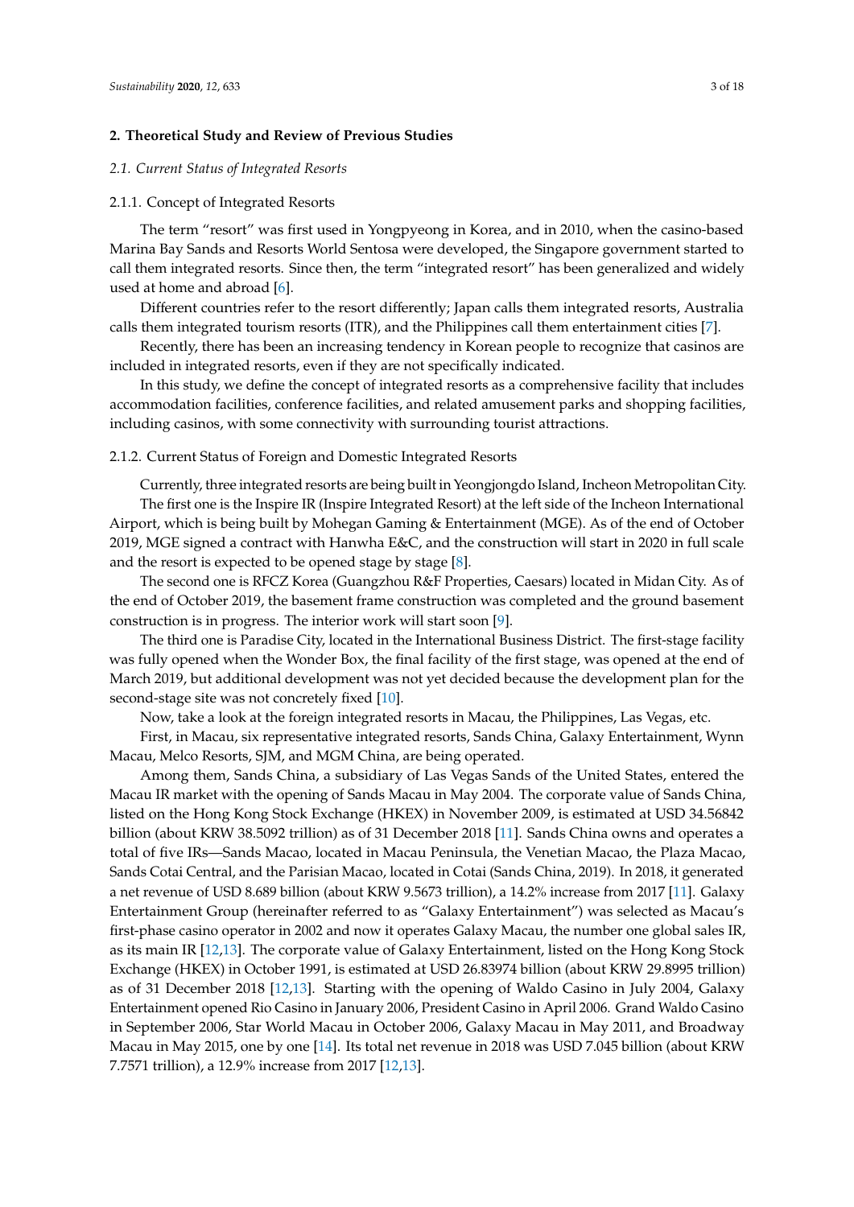## 2. Theoretical Study and Review of Previous Studies

### *2.1. Current Status of Integrated Resorts*

#### 2.1.1. Concept of Integrated Resorts

The term "resort" was first used in Yongpyeong in Korea, and in 2010, when the casino-based Marina Bay Sands and Resorts World Sentosa were developed, the Singapore government started to call them integrated resorts. Since then, the term "integrated resort" has been generalized and widely used at home and abroad [6].

Different countries refer to the resort differently; Japan calls them integrated resorts, Australia calls them integrated tourism resorts (ITR), and the Philippines call them entertainment cities [7].

Recently, there has been an increasing tendency in Korean people to recognize that casinos are included in integrated resorts, even if they are not specifically indicated.

In this study, we define the concept of integrated resorts as a comprehensive facility that includes accommodation facilities, conference facilities, and related amusement parks and shopping facilities, including casinos, with some connectivity with surrounding tourist attractions.

#### 2.1.2. Current Status of Foreign and Domestic Integrated Resorts

Currently, three integrated resorts are being built in Yeongjongdo Island, Incheon Metropolitan City.

The first one is the Inspire IR (Inspire Integrated Resort) at the left side of the Incheon International Airport, which is being built by Mohegan Gaming & Entertainment (MGE). As of the end of October 2019, MGE signed a contract with Hanwha E&C, and the construction will start in 2020 in full scale and the resort is expected to be opened stage by stage [8].

The second one is RFCZ Korea (Guangzhou R&F Properties, Caesars) located in Midan City. As of the end of October 2019, the basement frame construction was completed and the ground basement construction is in progress. The interior work will start soon [9].

The third one is Paradise City, located in the International Business District. The first-stage facility was fully opened when the Wonder Box, the final facility of the first stage, was opened at the end of March 2019, but additional development was not yet decided because the development plan for the second-stage site was not concretely fixed [10].

Now, take a look at the foreign integrated resorts in Macau, the Philippines, Las Vegas, etc.

First, in Macau, six representative integrated resorts, Sands China, Galaxy Entertainment, Wynn Macau, Melco Resorts, SJM, and MGM China, are being operated.

Among them, Sands China, a subsidiary of Las Vegas Sands of the United States, entered the Macau IR market with the opening of Sands Macau in May 2004. The corporate value of Sands China, listed on the Hong Kong Stock Exchange (HKEX) in November 2009, is estimated at USD 34.56842 billion (about KRW 38.5092 trillion) as of 31 December 2018 [11]. Sands China owns and operates a total of five IRs—Sands Macao, located in Macau Peninsula, the Venetian Macao, the Plaza Macao, Sands Cotai Central, and the Parisian Macao, located in Cotai (Sands China, 2019). In 2018, it generated a net revenue of USD 8.689 billion (about KRW 9.5673 trillion), a 14.2% increase from 2017 [11]. Galaxy Entertainment Group (hereinafter referred to as "Galaxy Entertainment") was selected as Macau's first-phase casino operator in 2002 and now it operates Galaxy Macau, the number one global sales IR, as its main IR [12,13]. The corporate value of Galaxy Entertainment, listed on the Hong Kong Stock Exchange (HKEX) in October 1991, is estimated at USD 26.83974 billion (about KRW 29.8995 trillion) as of 31 December 2018 [12,13]. Starting with the opening of Waldo Casino in July 2004, Galaxy Entertainment opened Rio Casino in January 2006, President Casino in April 2006. Grand Waldo Casino in September 2006, Star World Macau in October 2006, Galaxy Macau in May 2011, and Broadway Macau in May 2015, one by one [14]. Its total net revenue in 2018 was USD 7.045 billion (about KRW 7.7571 trillion), a 12.9% increase from 2017 [12,13].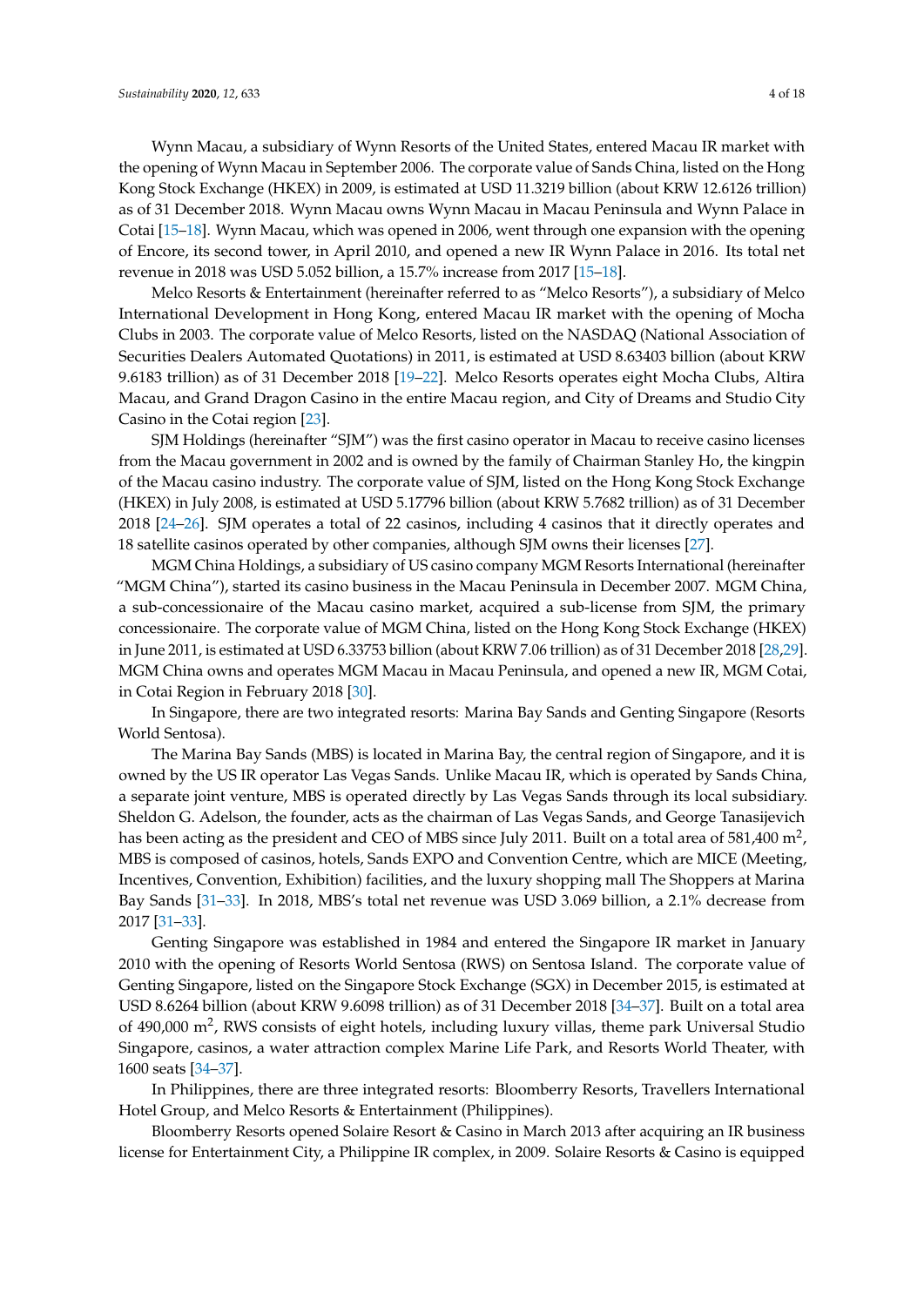Wynn Macau, a subsidiary of Wynn Resorts of the United States, entered Macau IR market with the opening of Wynn Macau in September 2006. The corporate value of Sands China, listed on the Hong Kong Stock Exchange (HKEX) in 2009, is estimated at USD 11.3219 billion (about KRW 12.6126 trillion) as of 31 December 2018. Wynn Macau owns Wynn Macau in Macau Peninsula and Wynn Palace in Cotai [15–18]. Wynn Macau, which was opened in 2006, went through one expansion with the opening of Encore, its second tower, in April 2010, and opened a new IR Wynn Palace in 2016. Its total net revenue in 2018 was USD 5.052 billion, a 15.7% increase from 2017 [15–18].

Melco Resorts & Entertainment (hereinafter referred to as "Melco Resorts"), a subsidiary of Melco International Development in Hong Kong, entered Macau IR market with the opening of Mocha Clubs in 2003. The corporate value of Melco Resorts, listed on the NASDAQ (National Association of Securities Dealers Automated Quotations) in 2011, is estimated at USD 8.63403 billion (about KRW 9.6183 trillion) as of 31 December 2018 [19–22]. Melco Resorts operates eight Mocha Clubs, Altira Macau, and Grand Dragon Casino in the entire Macau region, and City of Dreams and Studio City Casino in the Cotai region [23].

SJM Holdings (hereinafter "SJM") was the first casino operator in Macau to receive casino licenses from the Macau government in 2002 and is owned by the family of Chairman Stanley Ho, the kingpin of the Macau casino industry. The corporate value of SJM, listed on the Hong Kong Stock Exchange (HKEX) in July 2008, is estimated at USD 5.17796 billion (about KRW 5.7682 trillion) as of 31 December 2018 [24–26]. SJM operates a total of 22 casinos, including 4 casinos that it directly operates and 18 satellite casinos operated by other companies, although SJM owns their licenses [27].

MGM China Holdings, a subsidiary of US casino company MGM Resorts International (hereinafter "MGM China"), started its casino business in the Macau Peninsula in December 2007. MGM China, a sub-concessionaire of the Macau casino market, acquired a sub-license from SJM, the primary concessionaire. The corporate value of MGM China, listed on the Hong Kong Stock Exchange (HKEX) in June 2011, is estimated at USD 6.33753 billion (about KRW 7.06 trillion) as of 31 December 2018 [28,29]. MGM China owns and operates MGM Macau in Macau Peninsula, and opened a new IR, MGM Cotai, in Cotai Region in February 2018 [30].

In Singapore, there are two integrated resorts: Marina Bay Sands and Genting Singapore (Resorts World Sentosa).

The Marina Bay Sands (MBS) is located in Marina Bay, the central region of Singapore, and it is owned by the US IR operator Las Vegas Sands. Unlike Macau IR, which is operated by Sands China, a separate joint venture, MBS is operated directly by Las Vegas Sands through its local subsidiary. Sheldon G. Adelson, the founder, acts as the chairman of Las Vegas Sands, and George Tanasijevich has been acting as the president and CEO of MBS since July 2011. Built on a total area of 581,400 $m^2$, MBS is composed of casinos, hotels, Sands EXPO and Convention Centre, which are MICE (Meeting, Incentives, Convention, Exhibition) facilities, and the luxury shopping mall The Shoppers at Marina Bay Sands [31–33]. In 2018, MBS's total net revenue was USD 3.069 billion, a 2.1% decrease from 2017 [31–33].

Genting Singapore was established in 1984 and entered the Singapore IR market in January 2010 with the opening of Resorts World Sentosa (RWS) on Sentosa Island. The corporate value of Genting Singapore, listed on the Singapore Stock Exchange (SGX) in December 2015, is estimated at USD 8.6264 billion (about KRW 9.6098 trillion) as of 31 December 2018 [34–37]. Built on a total area of 490,000 $m^2$, RWS consists of eight hotels, including luxury villas, theme park Universal Studio Singapore, casinos, a water attraction complex Marine Life Park, and Resorts World Theater, with 1600 seats [34–37].

In Philippines, there are three integrated resorts: Bloomberry Resorts, Travellers International Hotel Group, and Melco Resorts & Entertainment (Philippines).

Bloomberry Resorts opened Solaire Resort & Casino in March 2013 after acquiring an IR business license for Entertainment City, a Philippine IR complex, in 2009. Solaire Resorts & Casino is equipped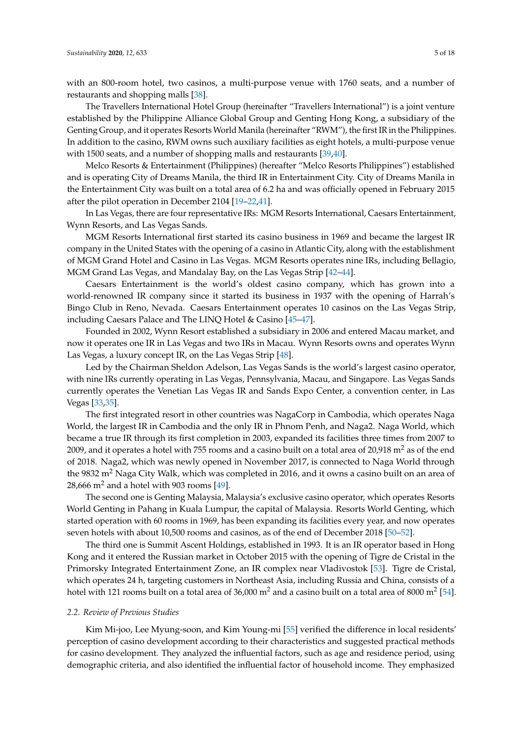with an 800-room hotel, two casinos, a multi-purpose venue with 1760 seats, and a number of restaurants and shopping malls [38].

The Travellers International Hotel Group (hereinafter "Travellers International") is a joint venture established by the Philippine Alliance Global Group and Genting Hong Kong, a subsidiary of the Genting Group, and it operates Resorts World Manila (hereinafter "RWM"), the first IR in the Philippines. In addition to the casino, RWM owns such auxiliary facilities as eight hotels, a multi-purpose venue with 1500 seats, and a number of shopping malls and restaurants [39,40].

Melco Resorts & Entertainment (Philippines) (hereafter "Melco Resorts Philippines") established and is operating City of Dreams Manila, the third IR in Entertainment City. City of Dreams Manila in the Entertainment City was built on a total area of 6.2 ha and was officially opened in February 2015 after the pilot operation in December 2104 [19–22,41].

In Las Vegas, there are four representative IRs: MGM Resorts International, Caesars Entertainment, Wynn Resorts, and Las Vegas Sands.

MGM Resorts International first started its casino business in 1969 and became the largest IR company in the United States with the opening of a casino in Atlantic City, along with the establishment of MGM Grand Hotel and Casino in Las Vegas. MGM Resorts operates nine IRs, including Bellagio, MGM Grand Las Vegas, and Mandalay Bay, on the Las Vegas Strip [42–44].

Caesars Entertainment is the world's oldest casino company, which has grown into a world-renowned IR company since it started its business in 1937 with the opening of Harrah's Bingo Club in Reno, Nevada. Caesars Entertainment operates 10 casinos on the Las Vegas Strip, including Caesars Palace and The LINQ Hotel & Casino [45–47].

Founded in 2002, Wynn Resort established a subsidiary in 2006 and entered Macau market, and now it operates one IR in Las Vegas and two IRs in Macau. Wynn Resorts owns and operates Wynn Las Vegas, a luxury concept IR, on the Las Vegas Strip [48].

Led by the Chairman Sheldon Adelson, Las Vegas Sands is the world's largest casino operator, with nine IRs currently operating in Las Vegas, Pennsylvania, Macau, and Singapore. Las Vegas Sands currently operates the Venetian Las Vegas IR and Sands Expo Center, a convention center, in Las Vegas [33,35].

The first integrated resort in other countries was NagaCorp in Cambodia, which operates Naga World, the largest IR in Cambodia and the only IR in Phnom Penh, and Naga2. Naga World, which became a true IR through its first completion in 2003, expanded its facilities three times from 2007 to 2009, and it operates a hotel with 755 rooms and a casino built on a total area of 20,918 m$^2$ as of the end of 2018. Naga2, which was newly opened in November 2017, is connected to Naga World through the 9832 m$^2$ Naga City Walk, which was completed in 2016, and it owns a casino built on an area of 28,666 m$^2$ and a hotel with 903 rooms [49].

The second one is Genting Malaysia, Malaysia's exclusive casino operator, which operates Resorts World Genting in Pahang in Kuala Lumpur, the capital of Malaysia. Resorts World Genting, which started operation with 60 rooms in 1969, has been expanding its facilities every year, and now operates seven hotels with about 10,500 rooms and casinos, as of the end of December 2018 [50–52].

The third one is Summit Ascent Holdings, established in 1993. It is an IR operator based in Hong Kong and it entered the Russian market in October 2015 with the opening of Tigre de Cristal in the Primorsky Integrated Entertainment Zone, an IR complex near Vladivostok [53]. Tigre de Cristal, which operates 24 h, targeting customers in Northeast Asia, including Russia and China, consists of a hotel with 121 rooms built on a total area of 36,000 m$^2$ and a casino built on a total area of 8000 m$^2$ [54].

### 2.2. Review of Previous Studies

Kim Mi-joo, Lee Myung-soon, and Kim Young-mi [55] verified the difference in local residents' perception of casino development according to their characteristics and suggested practical methods for casino development. They analyzed the influential factors, such as age and residence period, using demographic criteria, and also identified the influential factor of household income. They emphasized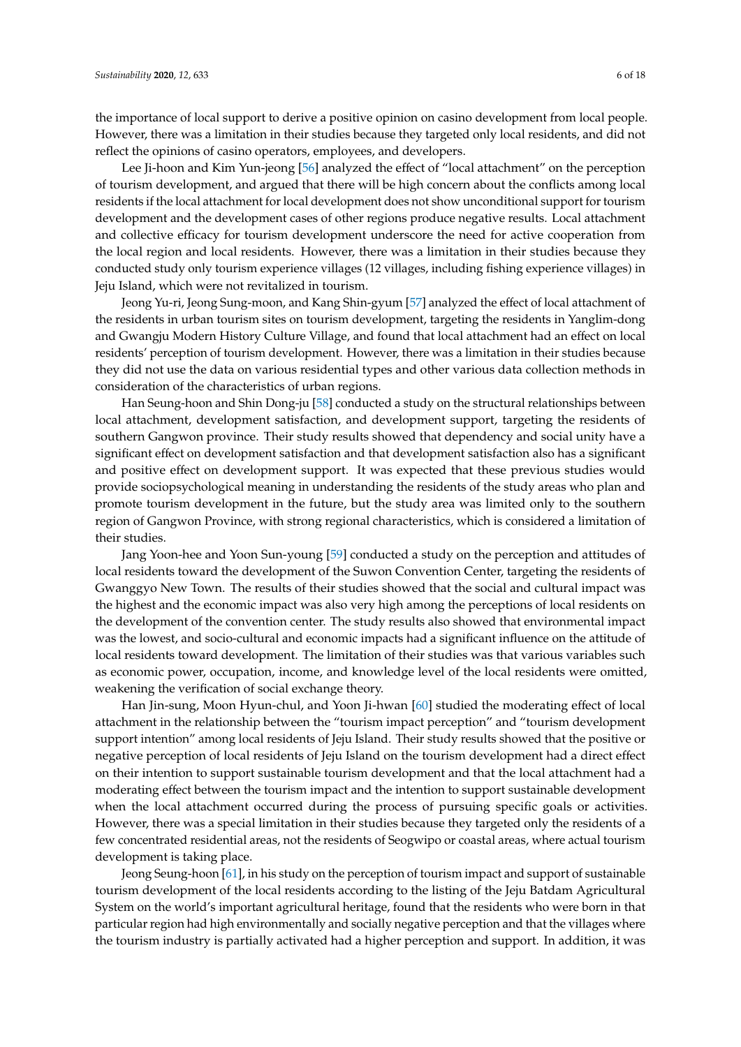the importance of local support to derive a positive opinion on casino development from local people. However, there was a limitation in their studies because they targeted only local residents, and did not reflect the opinions of casino operators, employees, and developers.

Lee Ji-hoon and Kim Yun-jeong [56] analyzed the effect of "local attachment" on the perception of tourism development, and argued that there will be high concern about the conflicts among local residents if the local attachment for local development does not show unconditional support for tourism development and the development cases of other regions produce negative results. Local attachment and collective efficacy for tourism development underscore the need for active cooperation from the local region and local residents. However, there was a limitation in their studies because they conducted study only tourism experience villages (12 villages, including fishing experience villages) in Jeju Island, which were not revitalized in tourism.

Jeong Yu-ri, Jeong Sung-moon, and Kang Shin-gyum [57] analyzed the effect of local attachment of the residents in urban tourism sites on tourism development, targeting the residents in Yanglim-dong and Gwangju Modern History Culture Village, and found that local attachment had an effect on local residents' perception of tourism development. However, there was a limitation in their studies because they did not use the data on various residential types and other various data collection methods in consideration of the characteristics of urban regions.

Han Seung-hoon and Shin Dong-ju [58] conducted a study on the structural relationships between local attachment, development satisfaction, and development support, targeting the residents of southern Gangwon province. Their study results showed that dependency and social unity have a significant effect on development satisfaction and that development satisfaction also has a significant and positive effect on development support. It was expected that these previous studies would provide sociopsychological meaning in understanding the residents of the study areas who plan and promote tourism development in the future, but the study area was limited only to the southern region of Gangwon Province, with strong regional characteristics, which is considered a limitation of their studies.

Jang Yoon-hee and Yoon Sun-young [59] conducted a study on the perception and attitudes of local residents toward the development of the Suwon Convention Center, targeting the residents of Gwanggyo New Town. The results of their studies showed that the social and cultural impact was the highest and the economic impact was also very high among the perceptions of local residents on the development of the convention center. The study results also showed that environmental impact was the lowest, and socio-cultural and economic impacts had a significant influence on the attitude of local residents toward development. The limitation of their studies was that various variables such as economic power, occupation, income, and knowledge level of the local residents were omitted, weakening the verification of social exchange theory.

Han Jin-sung, Moon Hyun-chul, and Yoon Ji-hwan [60] studied the moderating effect of local attachment in the relationship between the "tourism impact perception" and "tourism development support intention" among local residents of Jeju Island. Their study results showed that the positive or negative perception of local residents of Jeju Island on the tourism development had a direct effect on their intention to support sustainable tourism development and that the local attachment had a moderating effect between the tourism impact and the intention to support sustainable development when the local attachment occurred during the process of pursuing specific goals or activities. However, there was a special limitation in their studies because they targeted only the residents of a few concentrated residential areas, not the residents of Seogwipo or coastal areas, where actual tourism development is taking place.

Jeong Seung-hoon [61], in his study on the perception of tourism impact and support of sustainable tourism development of the local residents according to the listing of the Jeju Batdam Agricultural System on the world's important agricultural heritage, found that the residents who were born in that particular region had high environmentally and socially negative perception and that the villages where the tourism industry is partially activated had a higher perception and support. In addition, it was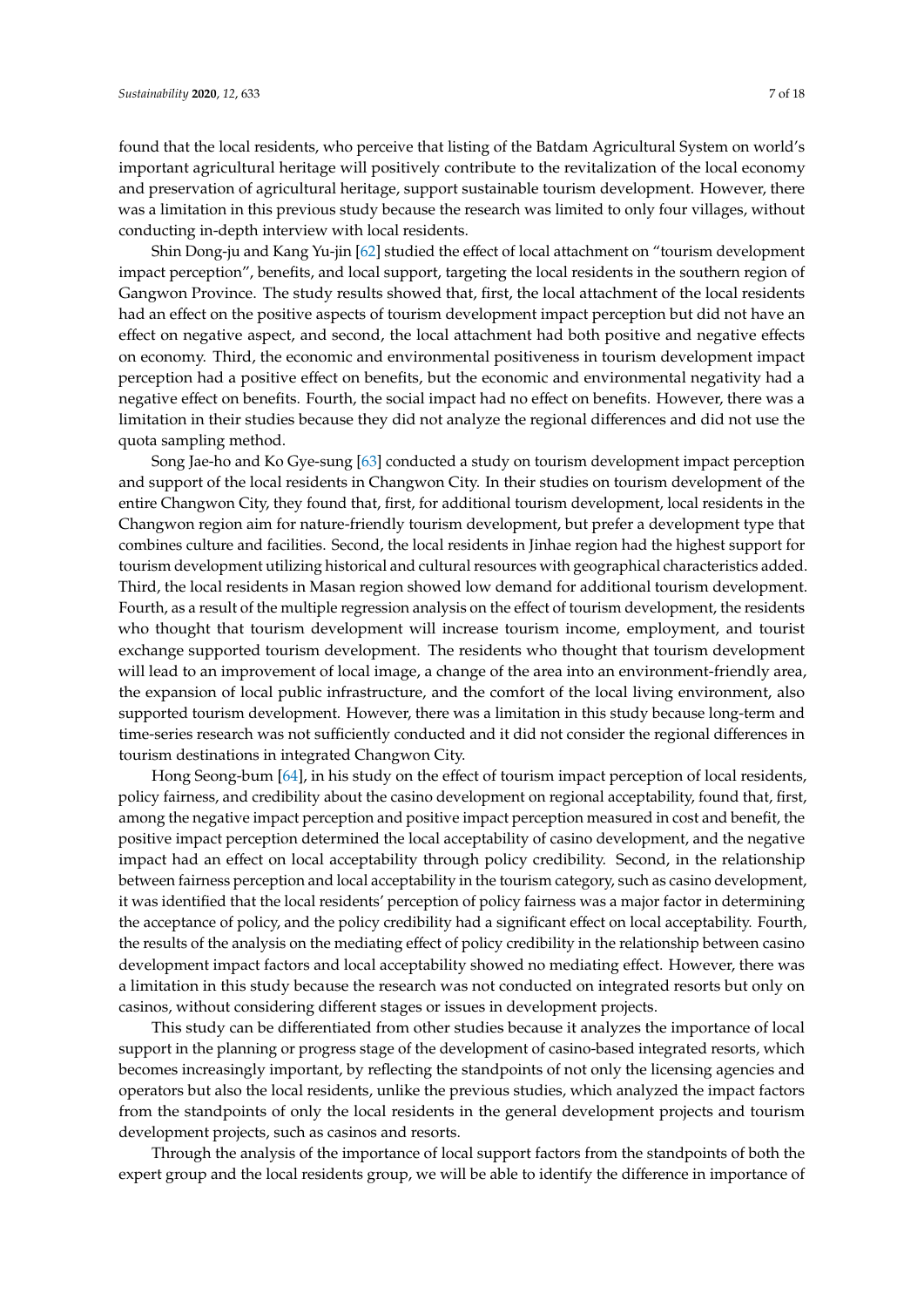found that the local residents, who perceive that listing of the Batdam Agricultural System on world's important agricultural heritage will positively contribute to the revitalization of the local economy and preservation of agricultural heritage, support sustainable tourism development. However, there was a limitation in this previous study because the research was limited to only four villages, without conducting in-depth interview with local residents.

Shin Dong-ju and Kang Yu-jin [62] studied the effect of local attachment on "tourism development impact perception", benefits, and local support, targeting the local residents in the southern region of Gangwon Province. The study results showed that, first, the local attachment of the local residents had an effect on the positive aspects of tourism development impact perception but did not have an effect on negative aspect, and second, the local attachment had both positive and negative effects on economy. Third, the economic and environmental positiveness in tourism development impact perception had a positive effect on benefits, but the economic and environmental negativity had a negative effect on benefits. Fourth, the social impact had no effect on benefits. However, there was a limitation in their studies because they did not analyze the regional differences and did not use the quota sampling method.

Song Jae-ho and Ko Gye-sung [63] conducted a study on tourism development impact perception and support of the local residents in Changwon City. In their studies on tourism development of the entire Changwon City, they found that, first, for additional tourism development, local residents in the Changwon region aim for nature-friendly tourism development, but prefer a development type that combines culture and facilities. Second, the local residents in Jinhae region had the highest support for tourism development utilizing historical and cultural resources with geographical characteristics added. Third, the local residents in Masan region showed low demand for additional tourism development. Fourth, as a result of the multiple regression analysis on the effect of tourism development, the residents who thought that tourism development will increase tourism income, employment, and tourist exchange supported tourism development. The residents who thought that tourism development will lead to an improvement of local image, a change of the area into an environment-friendly area, the expansion of local public infrastructure, and the comfort of the local living environment, also supported tourism development. However, there was a limitation in this study because long-term and time-series research was not sufficiently conducted and it did not consider the regional differences in tourism destinations in integrated Changwon City.

Hong Seong-bum [64], in his study on the effect of tourism impact perception of local residents, policy fairness, and credibility about the casino development on regional acceptability, found that, first, among the negative impact perception and positive impact perception measured in cost and benefit, the positive impact perception determined the local acceptability of casino development, and the negative impact had an effect on local acceptability through policy credibility. Second, in the relationship between fairness perception and local acceptability in the tourism category, such as casino development, it was identified that the local residents' perception of policy fairness was a major factor in determining the acceptance of policy, and the policy credibility had a significant effect on local acceptability. Fourth, the results of the analysis on the mediating effect of policy credibility in the relationship between casino development impact factors and local acceptability showed no mediating effect. However, there was a limitation in this study because the research was not conducted on integrated resorts but only on casinos, without considering different stages or issues in development projects.

This study can be differentiated from other studies because it analyzes the importance of local support in the planning or progress stage of the development of casino-based integrated resorts, which becomes increasingly important, by reflecting the standpoints of not only the licensing agencies and operators but also the local residents, unlike the previous studies, which analyzed the impact factors from the standpoints of only the local residents in the general development projects and tourism development projects, such as casinos and resorts.

Through the analysis of the importance of local support factors from the standpoints of both the expert group and the local residents group, we will be able to identify the difference in importance of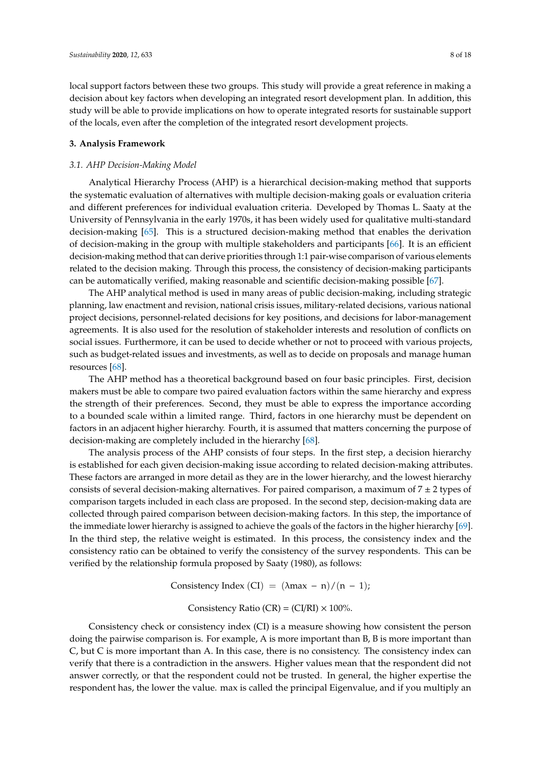local support factors between these two groups. This study will provide a great reference in making a decision about key factors when developing an integrated resort development plan. In addition, this study will be able to provide implications on how to operate integrated resorts for sustainable support of the locals, even after the completion of the integrated resort development projects.

## 3. Analysis Framework

### *3.1. AHP Decision-Making Model*

Analytical Hierarchy Process (AHP) is a hierarchical decision-making method that supports the systematic evaluation of alternatives with multiple decision-making goals or evaluation criteria and different preferences for individual evaluation criteria. Developed by Thomas L. Saaty at the University of Pennsylvania in the early 1970s, it has been widely used for qualitative multi-standard decision-making [65]. This is a structured decision-making method that enables the derivation of decision-making in the group with multiple stakeholders and participants [66]. It is an efficient decision-making method that can derive priorities through 1:1 pair-wise comparison of various elements related to the decision making. Through this process, the consistency of decision-making participants can be automatically verified, making reasonable and scientific decision-making possible [67].

The AHP analytical method is used in many areas of public decision-making, including strategic planning, law enactment and revision, national crisis issues, military-related decisions, various national project decisions, personnel-related decisions for key positions, and decisions for labor-management agreements. It is also used for the resolution of stakeholder interests and resolution of conflicts on social issues. Furthermore, it can be used to decide whether or not to proceed with various projects, such as budget-related issues and investments, as well as to decide on proposals and manage human resources [68].

The AHP method has a theoretical background based on four basic principles. First, decision makers must be able to compare two paired evaluation factors within the same hierarchy and express the strength of their preferences. Second, they must be able to express the importance according to a bounded scale within a limited range. Third, factors in one hierarchy must be dependent on factors in an adjacent higher hierarchy. Fourth, it is assumed that matters concerning the purpose of decision-making are completely included in the hierarchy [68].

The analysis process of the AHP consists of four steps. In the first step, a decision hierarchy is established for each given decision-making issue according to related decision-making attributes. These factors are arranged in more detail as they are in the lower hierarchy, and the lowest hierarchy consists of several decision-making alternatives. For paired comparison, a maximum of $7 \pm 2$ types of comparison targets included in each class are proposed. In the second step, decision-making data are collected through paired comparison between decision-making factors. In this step, the importance of the immediate lower hierarchy is assigned to achieve the goals of the factors in the higher hierarchy [69]. In the third step, the relative weight is estimated. In this process, the consistency index and the consistency ratio can be obtained to verify the consistency of the survey respondents. This can be verified by the relationship formula proposed by Saaty (1980), as follows:

$$\text{Consistency Index (CI)} = (\lambda\text{max} - \text{n})/(\text{n} - 1);$$

$$\text{Consistency Ratio (CR)} = (\text{CI}/\text{RI}) \times 100\%.$$

Consistency check or consistency index (CI) is a measure showing how consistent the person doing the pairwise comparison is. For example, A is more important than B, B is more important than C, but C is more important than A. In this case, there is no consistency. The consistency index can verify that there is a contradiction in the answers. Higher values mean that the respondent did not answer correctly, or that the respondent could not be trusted. In general, the higher expertise the respondent has, the lower the value. max is called the principal Eigenvalue, and if you multiply an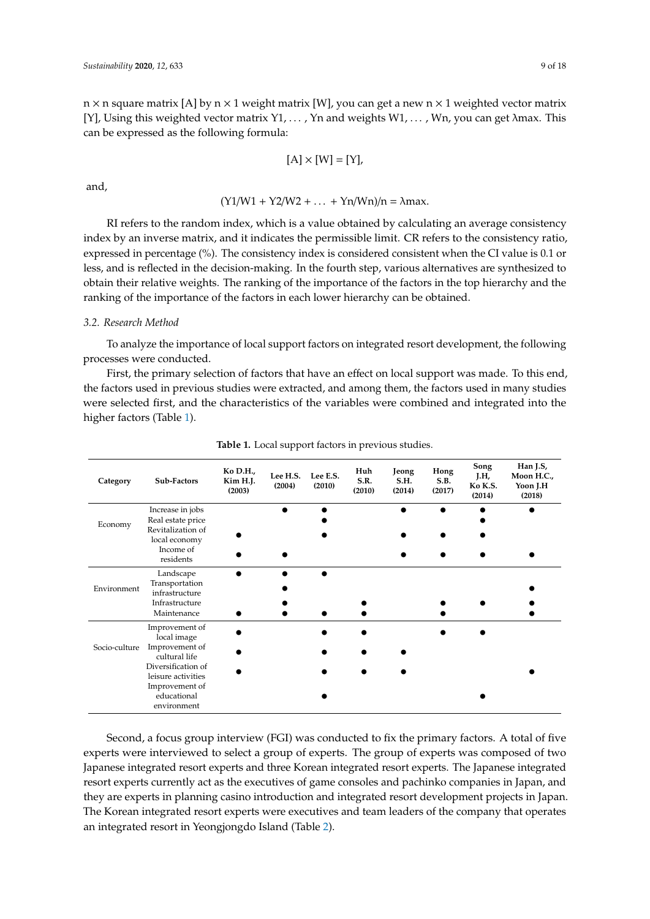n × n square matrix [A] by n × 1 weight matrix [W], you can get a new n × 1 weighted vector matrix [Y], Using this weighted vector matrix Y1, ..., Yn and weights W1, ..., Wn, you can get λmax. This can be expressed as the following formula:

$$[A] \times [W] = [Y],$$

and,

$$(Y1/W1 + Y2/W2 + \ldots + Yn/Wn)/n = \lambda max.$$

RI refers to the random index, which is a value obtained by calculating an average consistency index by an inverse matrix, and it indicates the permissible limit. CR refers to the consistency ratio, expressed in percentage (%). The consistency index is considered consistent when the CI value is 0.1 or less, and is reflected in the decision-making. In the fourth step, various alternatives are synthesized to obtain their relative weights. The ranking of the importance of the factors in the top hierarchy and the ranking of the importance of the factors in each lower hierarchy can be obtained.

### 3.2. Research Method

To analyze the importance of local support factors on integrated resort development, the following processes were conducted.

First, the primary selection of factors that have an effect on local support was made. To this end, the factors used in previous studies were extracted, and among them, the factors used in many studies were selected first, and the characteristics of the variables were combined and integrated into the higher factors (Table 1).

**Table 1.** Local support factors in previous studies.

| Category | Sub-Factors | Ko D.H., Kim H.J. (2003) | Lee H.S. (2004) | Lee E.S. (2010) | Huh S.R. (2010) | Jeong S.H. (2014) | Hong S.B. (2017) | Song J.H, Ko K.S. (2014) | Han J.S, Moon H.C., Yoon J.H (2018) |
|---|---|---|---|---|---|---|---|---|---|
| Economy | Increase in jobs | | ● | ● | | ● | ● | ● | ● |
| | Real estate price | | | ● | | | | ● | |
| | Revitalization of local economy | ● | | ● | | ● | ● | ● | |
| | Income of residents | ● | ● | | | ● | ● | ● | ● |
| Environment | Landscape | ● | ● | ● | | | | | |
| | Transportation infrastructure | | ● | | | | | | ● |
| | Infrastructure | | ● | | ● | | ● | ● | ● |
| | Maintenance | ● | ● | ● | ● | | ● | | ● |
| Socio-culture | Improvement of local image | ● | | ● | ● | | ● | ● | |
| | Improvement of cultural life | ● | | ● | ● | ● | | | |
| | Diversification of leisure activities | ● | | ● | ● | ● | | | ● |
| | Improvement of educational environment | | | ● | | | | ● | |

Second, a focus group interview (FGI) was conducted to fix the primary factors. A total of five experts were interviewed to select a group of experts. The group of experts was composed of two Japanese integrated resort experts and three Korean integrated resort experts. The Japanese integrated resort experts currently act as the executives of game consoles and pachinko companies in Japan, and they are experts in planning casino introduction and integrated resort development projects in Japan. The Korean integrated resort experts were executives and team leaders of the company that operates an integrated resort in Yeongjongdo Island (Table 2).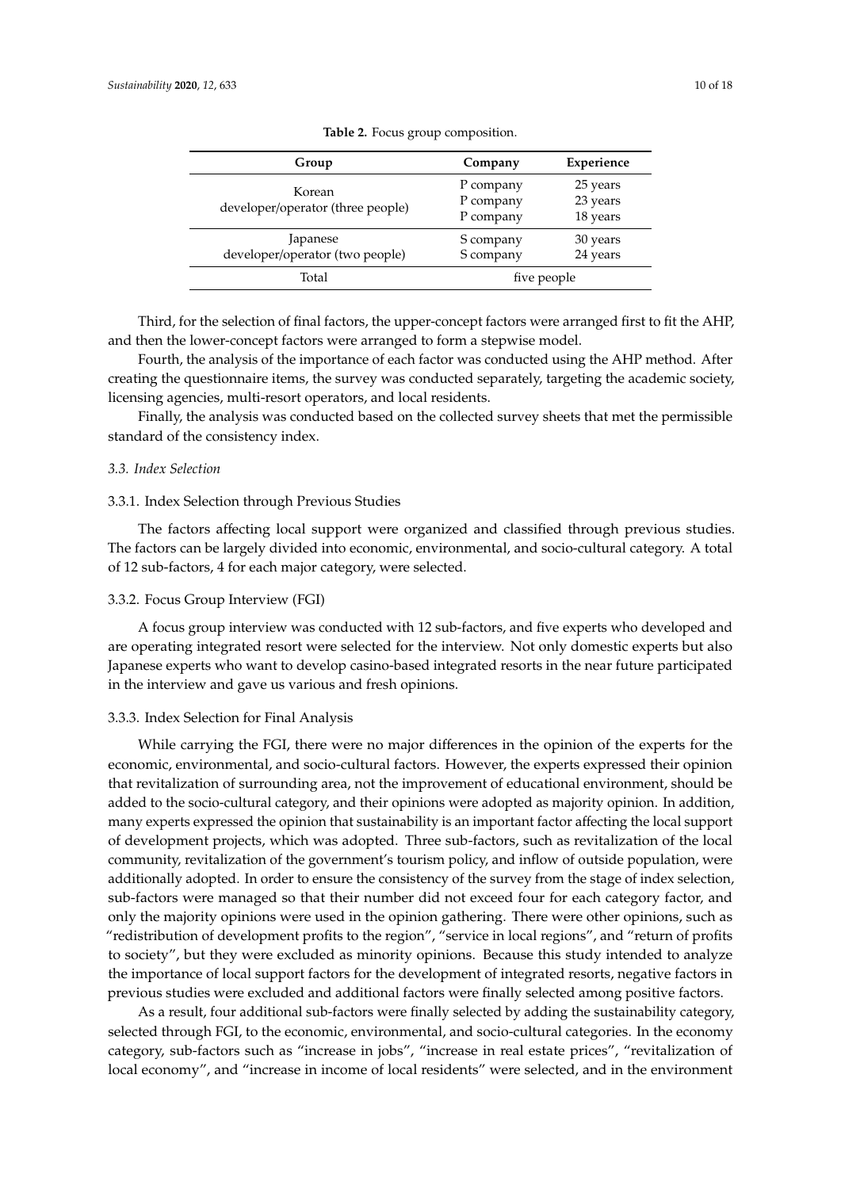**Table 2.** Focus group composition.

| Group | Company | Experience |
| --- | --- | --- |
| Korean developer/operator (three people) | P company | 25 years |
| | P company | 23 years |
| | P company | 18 years |
| Japanese developer/operator (two people) | S company | 30 years |
| | S company | 24 years |
| Total | five people | |

Third, for the selection of final factors, the upper-concept factors were arranged first to fit the AHP, and then the lower-concept factors were arranged to form a stepwise model.

Fourth, the analysis of the importance of each factor was conducted using the AHP method. After creating the questionnaire items, the survey was conducted separately, targeting the academic society, licensing agencies, multi-resort operators, and local residents.

Finally, the analysis was conducted based on the collected survey sheets that met the permissible standard of the consistency index.

### *3.3. Index Selection*

#### 3.3.1. Index Selection through Previous Studies

The factors affecting local support were organized and classified through previous studies. The factors can be largely divided into economic, environmental, and socio-cultural category. A total of 12 sub-factors, 4 for each major category, were selected.

#### 3.3.2. Focus Group Interview (FGI)

A focus group interview was conducted with 12 sub-factors, and five experts who developed and are operating integrated resort were selected for the interview. Not only domestic experts but also Japanese experts who want to develop casino-based integrated resorts in the near future participated in the interview and gave us various and fresh opinions.

#### 3.3.3. Index Selection for Final Analysis

While carrying the FGI, there were no major differences in the opinion of the experts for the economic, environmental, and socio-cultural factors. However, the experts expressed their opinion that revitalization of surrounding area, not the improvement of educational environment, should be added to the socio-cultural category, and their opinions were adopted as majority opinion. In addition, many experts expressed the opinion that sustainability is an important factor affecting the local support of development projects, which was adopted. Three sub-factors, such as revitalization of the local community, revitalization of the government's tourism policy, and inflow of outside population, were additionally adopted. In order to ensure the consistency of the survey from the stage of index selection, sub-factors were managed so that their number did not exceed four for each category factor, and only the majority opinions were used in the opinion gathering. There were other opinions, such as "redistribution of development profits to the region", "service in local regions", and "return of profits to society", but they were excluded as minority opinions. Because this study intended to analyze the importance of local support factors for the development of integrated resorts, negative factors in previous studies were excluded and additional factors were finally selected among positive factors.

As a result, four additional sub-factors were finally selected by adding the sustainability category, selected through FGI, to the economic, environmental, and socio-cultural categories. In the economy category, sub-factors such as "increase in jobs", "increase in real estate prices", "revitalization of local economy", and "increase in income of local residents" were selected, and in the environment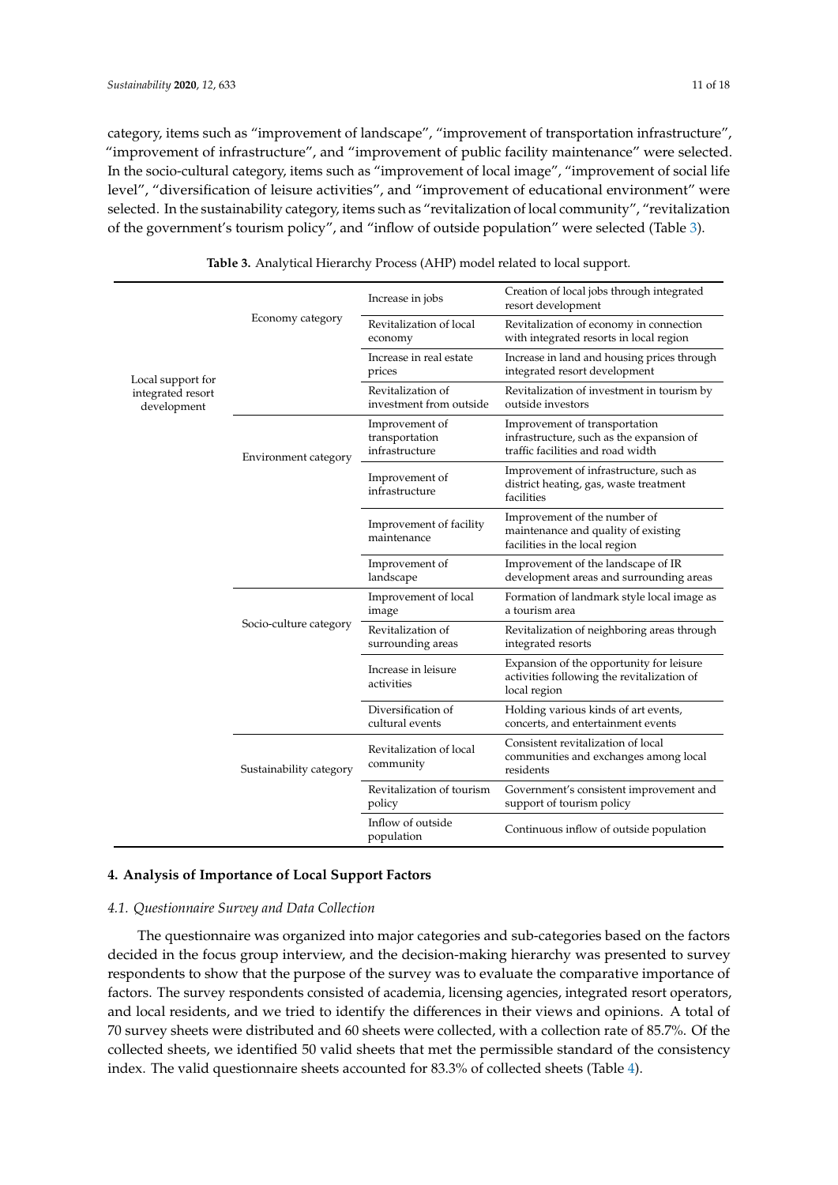category, items such as "improvement of landscape", "improvement of transportation infrastructure", "improvement of infrastructure", and "improvement of public facility maintenance" were selected. In the socio-cultural category, items such as "improvement of local image", "improvement of social life level", "diversification of leisure activities", and "improvement of educational environment" were selected. In the sustainability category, items such as "revitalization of local community", "revitalization of the government's tourism policy", and "inflow of outside population" were selected (Table 3).

**Table 3.** Analytical Hierarchy Process (AHP) model related to local support.

| | | | |
|---|---|---|---|
| Local support for integrated resort development | Economy category | Increase in jobs | Creation of local jobs through integrated resort development |
| | | Revitalization of local economy | Revitalization of economy in connection with integrated resorts in local region |
| | | Increase in real estate prices | Increase in land and housing prices through integrated resort development |
| | | Revitalization of investment from outside | Revitalization of investment in tourism by outside investors |
| | Environment category | Improvement of transportation infrastructure | Improvement of transportation infrastructure, such as the expansion of traffic facilities and road width |
| | | Improvement of infrastructure | Improvement of infrastructure, such as district heating, gas, waste treatment facilities |
| | | Improvement of facility maintenance | Improvement of the number of maintenance and quality of existing facilities in the local region |
| | | Improvement of landscape | Improvement of the landscape of IR development areas and surrounding areas |
| | Socio-culture category | Improvement of local image | Formation of landmark style local image as a tourism area |
| | | Revitalization of surrounding areas | Revitalization of neighboring areas through integrated resorts |
| | | Increase in leisure activities | Expansion of the opportunity for leisure activities following the revitalization of local region |
| | | Diversification of cultural events | Holding various kinds of art events, concerts, and entertainment events |
| | Sustainability category | Revitalization of local community | Consistent revitalization of local communities and exchanges among local residents |
| | | Revitalization of tourism policy | Government's consistent improvement and support of tourism policy |
| | | Inflow of outside population | Continuous inflow of outside population |

## 4. Analysis of Importance of Local Support Factors

### *4.1. Questionnaire Survey and Data Collection*

The questionnaire was organized into major categories and sub-categories based on the factors decided in the focus group interview, and the decision-making hierarchy was presented to survey respondents to show that the purpose of the survey was to evaluate the comparative importance of factors. The survey respondents consisted of academia, licensing agencies, integrated resort operators, and local residents, and we tried to identify the differences in their views and opinions. A total of 70 survey sheets were distributed and 60 sheets were collected, with a collection rate of 85.7%. Of the collected sheets, we identified 50 valid sheets that met the permissible standard of the consistency index. The valid questionnaire sheets accounted for 83.3% of collected sheets (Table 4).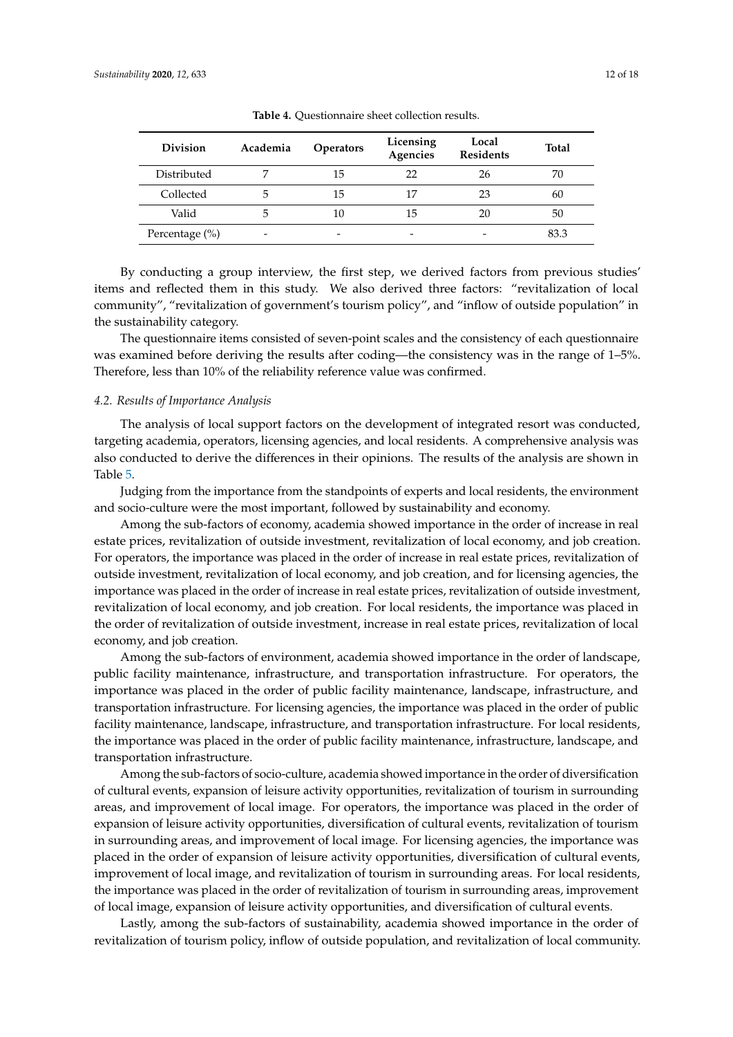**Table 4.** Questionnaire sheet collection results.

| Division | Academia | Operators | Licensing Agencies | Local Residents | Total |
|---|---|---|---|---|---|
| Distributed | 7 | 15 | 22 | 26 | 70 |
| Collected | 5 | 15 | 17 | 23 | 60 |
| Valid | 5 | 10 | 15 | 20 | 50 |
| Percentage (%) | - | - | - | - | 83.3 |

By conducting a group interview, the first step, we derived factors from previous studies' items and reflected them in this study. We also derived three factors: "revitalization of local community", "revitalization of government's tourism policy", and "inflow of outside population" in the sustainability category.

The questionnaire items consisted of seven-point scales and the consistency of each questionnaire was examined before deriving the results after coding—the consistency was in the range of 1–5%. Therefore, less than 10% of the reliability reference value was confirmed.

### *4.2. Results of Importance Analysis*

The analysis of local support factors on the development of integrated resort was conducted, targeting academia, operators, licensing agencies, and local residents. A comprehensive analysis was also conducted to derive the differences in their opinions. The results of the analysis are shown in Table 5.

Judging from the importance from the standpoints of experts and local residents, the environment and socio-culture were the most important, followed by sustainability and economy.

Among the sub-factors of economy, academia showed importance in the order of increase in real estate prices, revitalization of outside investment, revitalization of local economy, and job creation. For operators, the importance was placed in the order of increase in real estate prices, revitalization of outside investment, revitalization of local economy, and job creation, and for licensing agencies, the importance was placed in the order of increase in real estate prices, revitalization of outside investment, revitalization of local economy, and job creation. For local residents, the importance was placed in the order of revitalization of outside investment, increase in real estate prices, revitalization of local economy, and job creation.

Among the sub-factors of environment, academia showed importance in the order of landscape, public facility maintenance, infrastructure, and transportation infrastructure. For operators, the importance was placed in the order of public facility maintenance, landscape, infrastructure, and transportation infrastructure. For licensing agencies, the importance was placed in the order of public facility maintenance, landscape, infrastructure, and transportation infrastructure. For local residents, the importance was placed in the order of public facility maintenance, infrastructure, landscape, and transportation infrastructure.

Among the sub-factors of socio-culture, academia showed importance in the order of diversification of cultural events, expansion of leisure activity opportunities, revitalization of tourism in surrounding areas, and improvement of local image. For operators, the importance was placed in the order of expansion of leisure activity opportunities, diversification of cultural events, revitalization of tourism in surrounding areas, and improvement of local image. For licensing agencies, the importance was placed in the order of expansion of leisure activity opportunities, diversification of cultural events, improvement of local image, and revitalization of tourism in surrounding areas. For local residents, the importance was placed in the order of revitalization of tourism in surrounding areas, improvement of local image, expansion of leisure activity opportunities, and diversification of cultural events.

Lastly, among the sub-factors of sustainability, academia showed importance in the order of revitalization of tourism policy, inflow of outside population, and revitalization of local community.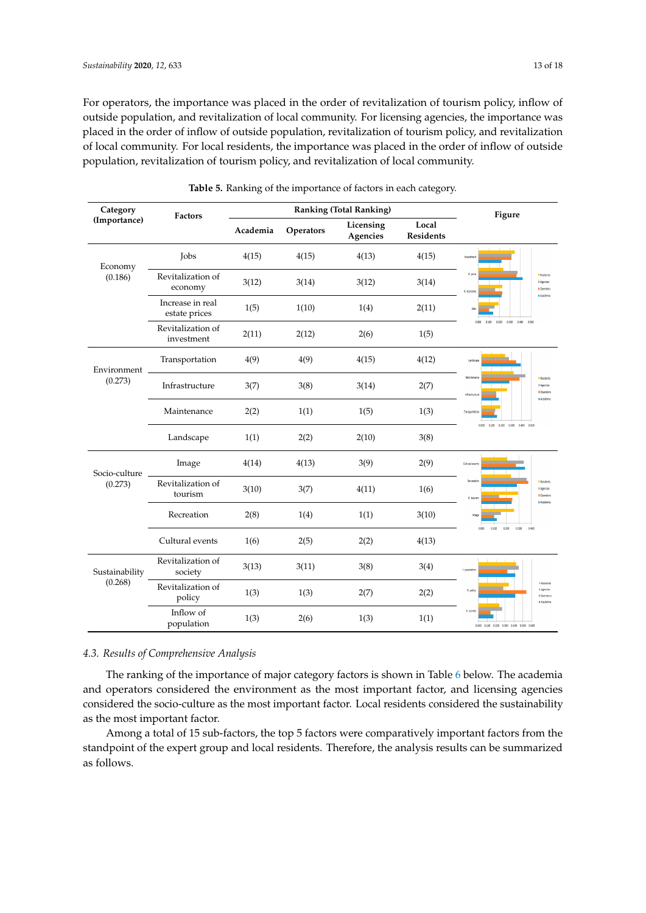For operators, the importance was placed in the order of revitalization of tourism policy, inflow of outside population, and revitalization of local community. For licensing agencies, the importance was placed in the order of inflow of outside population, revitalization of tourism policy, and revitalization of local community. For local residents, the importance was placed in the order of inflow of outside population, revitalization of tourism policy, and revitalization of local community.

**Table 5.** Ranking of the importance of factors in each category.

| Category (Importance) | Factors | Ranking (Total Ranking) | | | | Figure |
|---|---|---|---|---|---|---|
| | | Academia | Operators | Licensing Agencies | Local Residents | |
| Economy (0.186) | Jobs | 4(15) | 4(15) | 4(13) | 4(15) | |
| | Revitalization of economy | 3(12) | 3(14) | 3(12) | 3(14) | |
| | Increase in real estate prices | 1(5) | 1(10) | 1(4) | 2(11) | |
| | Revitalization of investment | 2(11) | 2(12) | 2(6) | 1(5) | |
| Environment (0.273) | Transportation | 4(9) | 4(9) | 4(15) | 4(12) | |
| | Infrastructure | 3(7) | 3(8) | 3(14) | 2(7) | |
| | Maintenance | 2(2) | 1(1) | 1(5) | 1(3) | |
| | Landscape | 1(1) | 2(2) | 2(10) | 3(8) | |
| Socio-culture (0.273) | Image | 4(14) | 4(13) | 3(9) | 2(9) | |
| | Revitalization of tourism | 3(10) | 3(7) | 4(11) | 1(6) | |
| | Recreation | 2(8) | 1(4) | 1(1) | 3(10) | |
| | Cultural events | 1(6) | 2(5) | 2(2) | 4(13) | |
| Sustainability (0.268) | Revitalization of society | 3(13) | 3(11) | 3(8) | 3(4) | |
| | Revitalization of policy | 1(3) | 1(3) | 2(7) | 2(2) | |
| | Inflow of population | 1(3) | 2(6) | 1(3) | 1(1) | |

### 4.3. Results of Comprehensive Analysis

The ranking of the importance of major category factors is shown in Table 6 below. The academia and operators considered the environment as the most important factor, and licensing agencies considered the socio-culture as the most important factor. Local residents considered the sustainability as the most important factor.

Among a total of 15 sub-factors, the top 5 factors were comparatively important factors from the standpoint of the expert group and local residents. Therefore, the analysis results can be summarized as follows.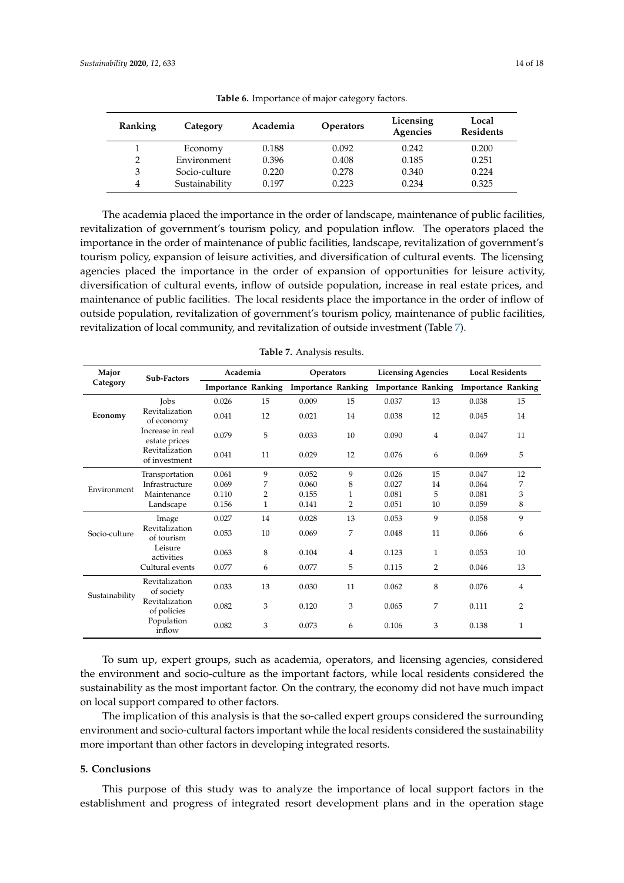**Table 6.** Importance of major category factors.

| Ranking | Category | Academia | Operators | Licensing Agencies | Local Residents |
|---|---|---|---|---|---|
| 1 | Economy | 0.188 | 0.092 | 0.242 | 0.200 |
| 2 | Environment | 0.396 | 0.408 | 0.185 | 0.251 |
| 3 | Socio-culture | 0.220 | 0.278 | 0.340 | 0.224 |
| 4 | Sustainability | 0.197 | 0.223 | 0.234 | 0.325 |

The academia placed the importance in the order of landscape, maintenance of public facilities, revitalization of government's tourism policy, and population inflow. The operators placed the importance in the order of maintenance of public facilities, landscape, revitalization of government's tourism policy, expansion of leisure activities, and diversification of cultural events. The licensing agencies placed the importance in the order of expansion of opportunities for leisure activity, diversification of cultural events, inflow of outside population, increase in real estate prices, and maintenance of public facilities. The local residents place the importance in the order of inflow of outside population, revitalization of government's tourism policy, maintenance of public facilities, revitalization of local community, and revitalization of outside investment (Table 7).

**Table 7.** Analysis results.

| Major Category | Sub-Factors | Academia | | Operators | | Licensing Agencies | | Local Residents | |
|---|---|---|---|---|---|---|---|---|---|
| | | Importance | Ranking | Importance | Ranking | Importance | Ranking | Importance | Ranking |
| **Economy** | Jobs | 0.026 | 15 | 0.009 | 15 | 0.037 | 13 | 0.038 | 15 |
| | Revitalization of economy | 0.041 | 12 | 0.021 | 14 | 0.038 | 12 | 0.045 | 14 |
| | Increase in real estate prices | 0.079 | 5 | 0.033 | 10 | 0.090 | 4 | 0.047 | 11 |
| | Revitalization of investment | 0.041 | 11 | 0.029 | 12 | 0.076 | 6 | 0.069 | 5 |
| Environment | Transportation | 0.061 | 9 | 0.052 | 9 | 0.026 | 15 | 0.047 | 12 |
| | Infrastructure | 0.069 | 7 | 0.060 | 8 | 0.027 | 14 | 0.064 | 7 |
| | Maintenance | 0.110 | 2 | 0.155 | 1 | 0.081 | 5 | 0.081 | 3 |
| | Landscape | 0.156 | 1 | 0.141 | 2 | 0.051 | 10 | 0.059 | 8 |
| Socio-culture | Image | 0.027 | 14 | 0.028 | 13 | 0.053 | 9 | 0.058 | 9 |
| | Revitalization of tourism | 0.053 | 10 | 0.069 | 7 | 0.048 | 11 | 0.066 | 6 |
| | Leisure activities | 0.063 | 8 | 0.104 | 4 | 0.123 | 1 | 0.053 | 10 |
| | Cultural events | 0.077 | 6 | 0.077 | 5 | 0.115 | 2 | 0.046 | 13 |
| Sustainability | Revitalization of society | 0.033 | 13 | 0.030 | 11 | 0.062 | 8 | 0.076 | 4 |
| | Revitalization of policies | 0.082 | 3 | 0.120 | 3 | 0.065 | 7 | 0.111 | 2 |
| | Population inflow | 0.082 | 3 | 0.073 | 6 | 0.106 | 3 | 0.138 | 1 |

To sum up, expert groups, such as academia, operators, and licensing agencies, considered the environment and socio-culture as the important factors, while local residents considered the sustainability as the most important factor. On the contrary, the economy did not have much impact on local support compared to other factors.

The implication of this analysis is that the so-called expert groups considered the surrounding environment and socio-cultural factors important while the local residents considered the sustainability more important than other factors in developing integrated resorts.

## 5. Conclusions

This purpose of this study was to analyze the importance of local support factors in the establishment and progress of integrated resort development plans and in the operation stage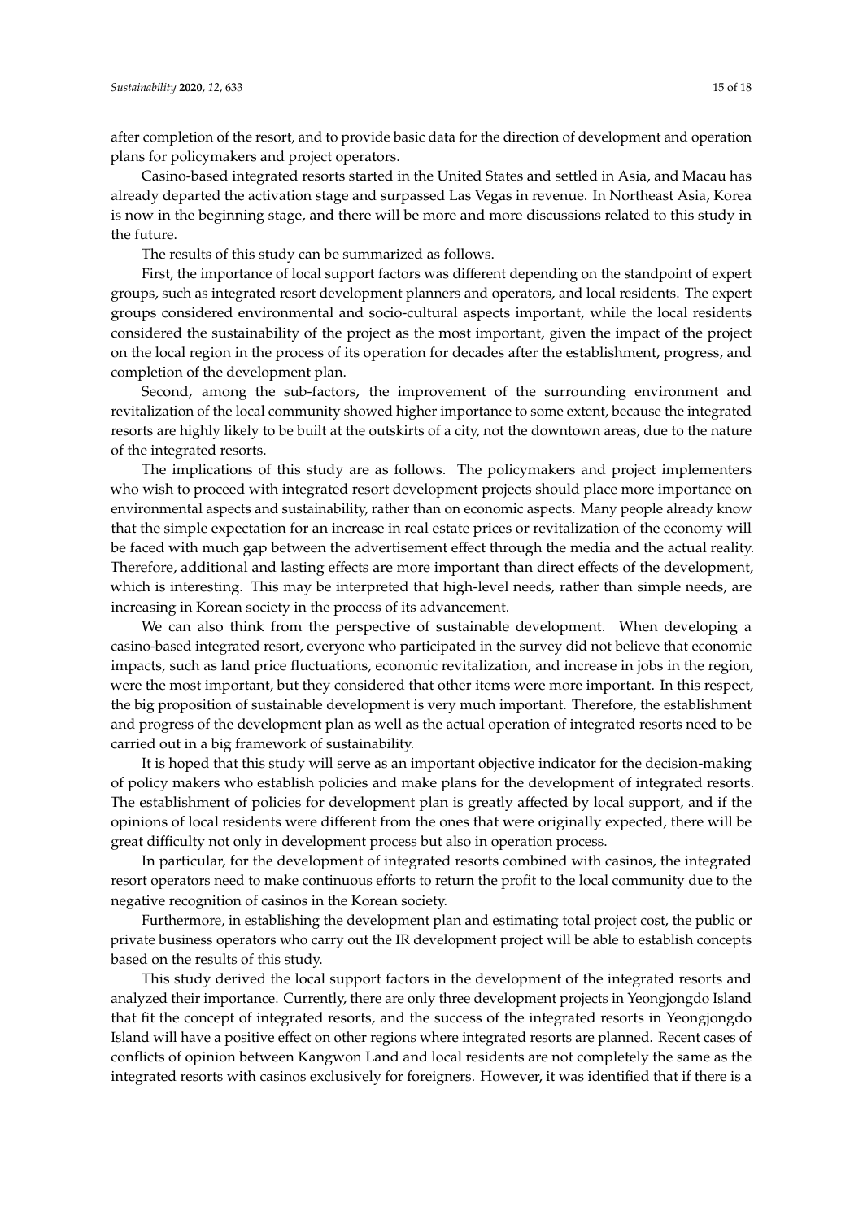after completion of the resort, and to provide basic data for the direction of development and operation plans for policymakers and project operators.

Casino-based integrated resorts started in the United States and settled in Asia, and Macau has already departed the activation stage and surpassed Las Vegas in revenue. In Northeast Asia, Korea is now in the beginning stage, and there will be more and more discussions related to this study in the future.

The results of this study can be summarized as follows.

First, the importance of local support factors was different depending on the standpoint of expert groups, such as integrated resort development planners and operators, and local residents. The expert groups considered environmental and socio-cultural aspects important, while the local residents considered the sustainability of the project as the most important, given the impact of the project on the local region in the process of its operation for decades after the establishment, progress, and completion of the development plan.

Second, among the sub-factors, the improvement of the surrounding environment and revitalization of the local community showed higher importance to some extent, because the integrated resorts are highly likely to be built at the outskirts of a city, not the downtown areas, due to the nature of the integrated resorts.

The implications of this study are as follows. The policymakers and project implementers who wish to proceed with integrated resort development projects should place more importance on environmental aspects and sustainability, rather than on economic aspects. Many people already know that the simple expectation for an increase in real estate prices or revitalization of the economy will be faced with much gap between the advertisement effect through the media and the actual reality. Therefore, additional and lasting effects are more important than direct effects of the development, which is interesting. This may be interpreted that high-level needs, rather than simple needs, are increasing in Korean society in the process of its advancement.

We can also think from the perspective of sustainable development. When developing a casino-based integrated resort, everyone who participated in the survey did not believe that economic impacts, such as land price fluctuations, economic revitalization, and increase in jobs in the region, were the most important, but they considered that other items were more important. In this respect, the big proposition of sustainable development is very much important. Therefore, the establishment and progress of the development plan as well as the actual operation of integrated resorts need to be carried out in a big framework of sustainability.

It is hoped that this study will serve as an important objective indicator for the decision-making of policy makers who establish policies and make plans for the development of integrated resorts. The establishment of policies for development plan is greatly affected by local support, and if the opinions of local residents were different from the ones that were originally expected, there will be great difficulty not only in development process but also in operation process.

In particular, for the development of integrated resorts combined with casinos, the integrated resort operators need to make continuous efforts to return the profit to the local community due to the negative recognition of casinos in the Korean society.

Furthermore, in establishing the development plan and estimating total project cost, the public or private business operators who carry out the IR development project will be able to establish concepts based on the results of this study.

This study derived the local support factors in the development of the integrated resorts and analyzed their importance. Currently, there are only three development projects in Yeongjongdo Island that fit the concept of integrated resorts, and the success of the integrated resorts in Yeongjongdo Island will have a positive effect on other regions where integrated resorts are planned. Recent cases of conflicts of opinion between Kangwon Land and local residents are not completely the same as the integrated resorts with casinos exclusively for foreigners. However, it was identified that if there is a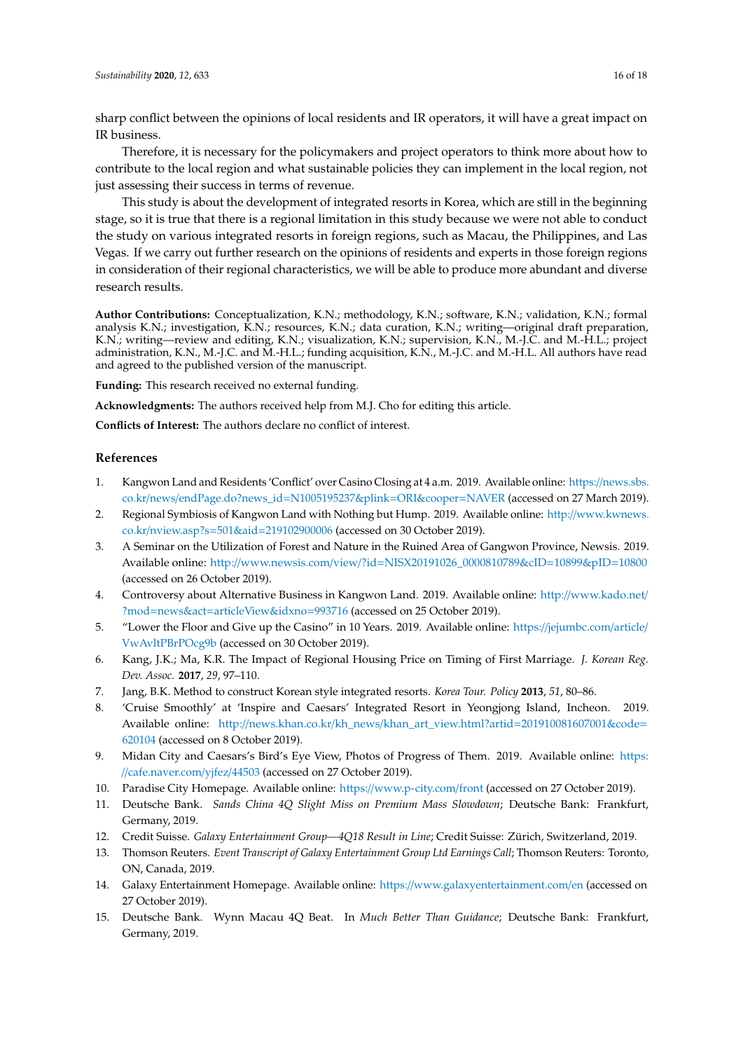sharp conflict between the opinions of local residents and IR operators, it will have a great impact on IR business.

Therefore, it is necessary for the policymakers and project operators to think more about how to contribute to the local region and what sustainable policies they can implement in the local region, not just assessing their success in terms of revenue.

This study is about the development of integrated resorts in Korea, which are still in the beginning stage, so it is true that there is a regional limitation in this study because we were not able to conduct the study on various integrated resorts in foreign regions, such as Macau, the Philippines, and Las Vegas. If we carry out further research on the opinions of residents and experts in those foreign regions in consideration of their regional characteristics, we will be able to produce more abundant and diverse research results.

**Author Contributions:** Conceptualization, K.N.; methodology, K.N.; software, K.N.; validation, K.N.; formal analysis K.N.; investigation, K.N.; resources, K.N.; data curation, K.N.; writing—original draft preparation, K.N.; writing—review and editing, K.N.; visualization, K.N.; supervision, K.N., M.-J.C. and M.-H.L.; project administration, K.N., M.-J.C. and M.-H.L.; funding acquisition, K.N., M.-J.C. and M.-H.L. All authors have read and agreed to the published version of the manuscript.

**Funding:** This research received no external funding.

**Acknowledgments:** The authors received help from M.J. Cho for editing this article.

**Conflicts of Interest:** The authors declare no conflict of interest.

## References

1. Kangwon Land and Residents 'Conflict' over Casino Closing at 4 a.m. 2019. Available online: https://news.sbs.co.kr/news/endPage.do?news_id=N1005195237&plink=ORI&cooper=NAVER (accessed on 27 March 2019).
2. Regional Symbiosis of Kangwon Land with Nothing but Hump. 2019. Available online: http://www.kwnews.co.kr/nview.asp?s=501&aid=219102900006 (accessed on 30 October 2019).
3. A Seminar on the Utilization of Forest and Nature in the Ruined Area of Gangwon Province, Newsis. 2019. Available online: http://www.newsis.com/view/?id=NISX20191026_0000810789&cID=10899&pID=10800 (accessed on 26 October 2019).
4. Controversy about Alternative Business in Kangwon Land. 2019. Available online: http://www.kado.net/?mod=news&act=articleView&idxno=993716 (accessed on 25 October 2019).
5. "Lower the Floor and Give up the Casino" in 10 Years. 2019. Available online: https://jejumbc.com/article/VwAvltPBrPOcg9b (accessed on 30 October 2019).
6. Kang, J.K.; Ma, K.R. The Impact of Regional Housing Price on Timing of First Marriage. *J. Korean Reg. Dev. Assoc.* **2017**, *29*, 97–110.
7. Jang, B.K. Method to construct Korean style integrated resorts. *Korea Tour. Policy* **2013**, *51*, 80–86.
8. 'Cruise Smoothly' at 'Inspire and Caesars' Integrated Resort in Yeongjong Island, Incheon. 2019. Available online: http://news.khan.co.kr/kh_news/khan_art_view.html?artid=201910081607001&code=620104 (accessed on 8 October 2019).
9. Midan City and Caesars's Bird's Eye View, Photos of Progress of Them. 2019. Available online: https://cafe.naver.com/yjfez/44503 (accessed on 27 October 2019).
10. Paradise City Homepage. Available online: https://www.p-city.com/front (accessed on 27 October 2019).
11. Deutsche Bank. *Sands China 4Q Slight Miss on Premium Mass Slowdown*; Deutsche Bank: Frankfurt, Germany, 2019.
12. Credit Suisse. *Galaxy Entertainment Group—4Q18 Result in Line*; Credit Suisse: Zürich, Switzerland, 2019.
13. Thomson Reuters. *Event Transcript of Galaxy Entertainment Group Ltd Earnings Call*; Thomson Reuters: Toronto, ON, Canada, 2019.
14. Galaxy Entertainment Homepage. Available online: https://www.galaxyentertainment.com/en (accessed on 27 October 2019).
15. Deutsche Bank. Wynn Macau 4Q Beat. In *Much Better Than Guidance*; Deutsche Bank: Frankfurt, Germany, 2019.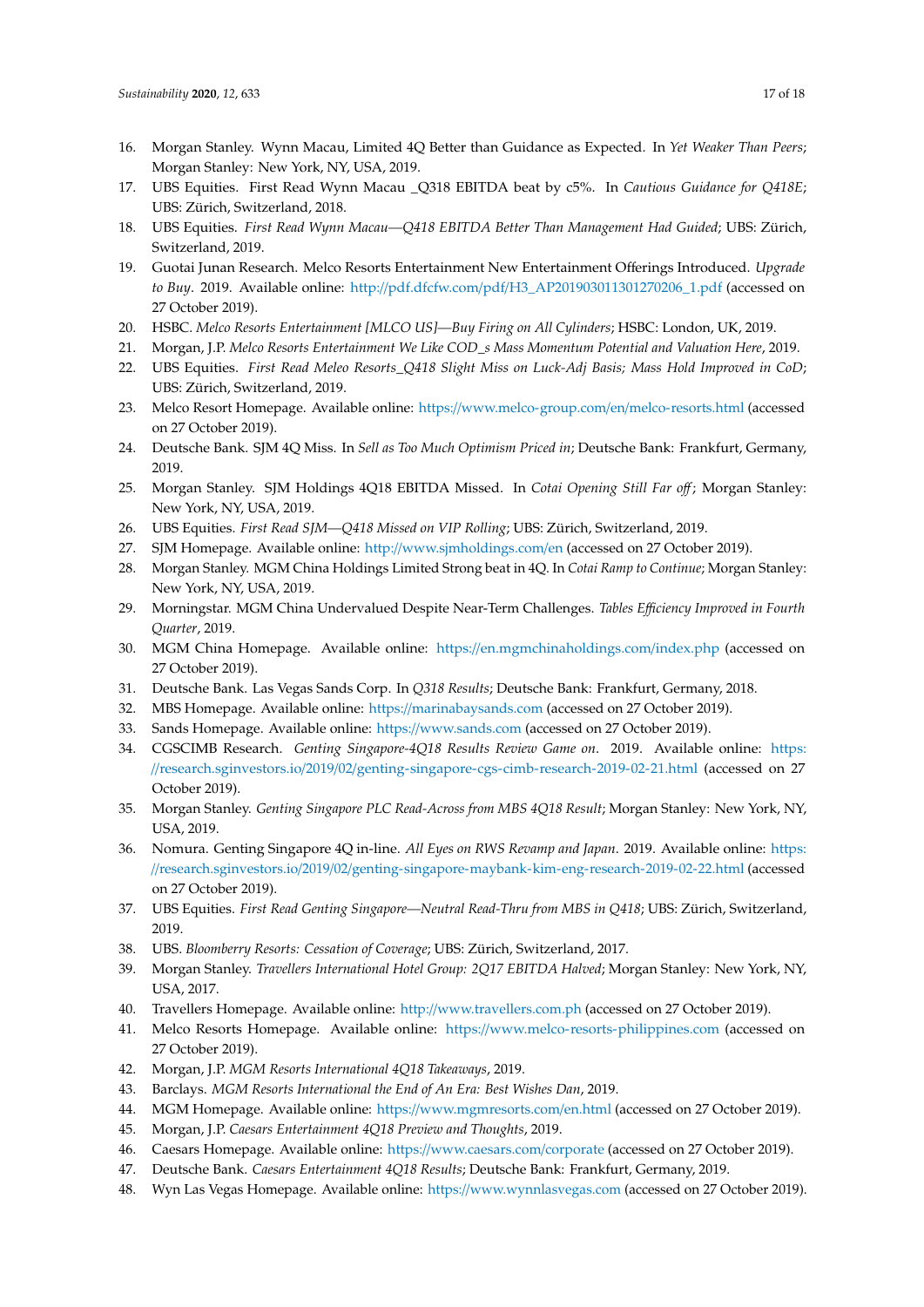16. Morgan Stanley. Wynn Macau, Limited 4Q Better than Guidance as Expected. In *Yet Weaker Than Peers*; Morgan Stanley: New York, NY, USA, 2019.
17. UBS Equities. First Read Wynn Macau _Q318 EBITDA beat by c5%. In *Cautious Guidance for Q418E*; UBS: Zürich, Switzerland, 2018.
18. UBS Equities. *First Read Wynn Macau—Q418 EBITDA Better Than Management Had Guided*; UBS: Zürich, Switzerland, 2019.
19. Guotai Junan Research. Melco Resorts Entertainment New Entertainment Offerings Introduced. *Upgrade to Buy*. 2019. Available online: http://pdf.dfcfw.com/pdf/H3_AP201903011301270206_1.pdf (accessed on 27 October 2019).
20. HSBC. *Melco Resorts Entertainment [MLCO US]—Buy Firing on All Cylinders*; HSBC: London, UK, 2019.
21. Morgan, J.P. *Melco Resorts Entertainment We Like COD_s Mass Momentum Potential and Valuation Here*, 2019.
22. UBS Equities. *First Read Meleo Resorts_Q418 Slight Miss on Luck-Adj Basis; Mass Hold Improved in CoD*; UBS: Zürich, Switzerland, 2019.
23. Melco Resort Homepage. Available online: https://www.melco-group.com/en/melco-resorts.html (accessed on 27 October 2019).
24. Deutsche Bank. SJM 4Q Miss. In *Sell as Too Much Optimism Priced in*; Deutsche Bank: Frankfurt, Germany, 2019.
25. Morgan Stanley. SJM Holdings 4Q18 EBITDA Missed. In *Cotai Opening Still Far off*; Morgan Stanley: New York, NY, USA, 2019.
26. UBS Equities. *First Read SJM—Q418 Missed on VIP Rolling*; UBS: Zürich, Switzerland, 2019.
27. SJM Homepage. Available online: http://www.sjmholdings.com/en (accessed on 27 October 2019).
28. Morgan Stanley. MGM China Holdings Limited Strong beat in 4Q. In *Cotai Ramp to Continue*; Morgan Stanley: New York, NY, USA, 2019.
29. Morningstar. MGM China Undervalued Despite Near-Term Challenges. *Tables Efficiency Improved in Fourth Quarter*, 2019.
30. MGM China Homepage. Available online: https://en.mgmchinaholdings.com/index.php (accessed on 27 October 2019).
31. Deutsche Bank. Las Vegas Sands Corp. In *Q318 Results*; Deutsche Bank: Frankfurt, Germany, 2018.
32. MBS Homepage. Available online: https://marinabaysands.com (accessed on 27 October 2019).
33. Sands Homepage. Available online: https://www.sands.com (accessed on 27 October 2019).
34. CGSCIMB Research. *Genting Singapore-4Q18 Results Review Game on*. 2019. Available online: https://research.sginvestors.io/2019/02/genting-singapore-cgs-cimb-research-2019-02-21.html (accessed on 27 October 2019).
35. Morgan Stanley. *Genting Singapore PLC Read-Across from MBS 4Q18 Result*; Morgan Stanley: New York, NY, USA, 2019.
36. Nomura. Genting Singapore 4Q in-line. *All Eyes on RWS Revamp and Japan*. 2019. Available online: https://research.sginvestors.io/2019/02/genting-singapore-maybank-kim-eng-research-2019-02-22.html (accessed on 27 October 2019).
37. UBS Equities. *First Read Genting Singapore—Neutral Read-Thru from MBS in Q418*; UBS: Zürich, Switzerland, 2019.
38. UBS. *Bloomberry Resorts: Cessation of Coverage*; UBS: Zürich, Switzerland, 2017.
39. Morgan Stanley. *Travellers International Hotel Group: 2Q17 EBITDA Halved*; Morgan Stanley: New York, NY, USA, 2017.
40. Travellers Homepage. Available online: http://www.travellers.com.ph (accessed on 27 October 2019).
41. Melco Resorts Homepage. Available online: https://www.melco-resorts-philippines.com (accessed on 27 October 2019).
42. Morgan, J.P. *MGM Resorts International 4Q18 Takeaways*, 2019.
43. Barclays. *MGM Resorts International the End of An Era: Best Wishes Dan*, 2019.
44. MGM Homepage. Available online: https://www.mgmresorts.com/en.html (accessed on 27 October 2019).
45. Morgan, J.P. *Caesars Entertainment 4Q18 Preview and Thoughts*, 2019.
46. Caesars Homepage. Available online: https://www.caesars.com/corporate (accessed on 27 October 2019).
47. Deutsche Bank. *Caesars Entertainment 4Q18 Results*; Deutsche Bank: Frankfurt, Germany, 2019.
48. Wyn Las Vegas Homepage. Available online: https://www.wynnlasvegas.com (accessed on 27 October 2019).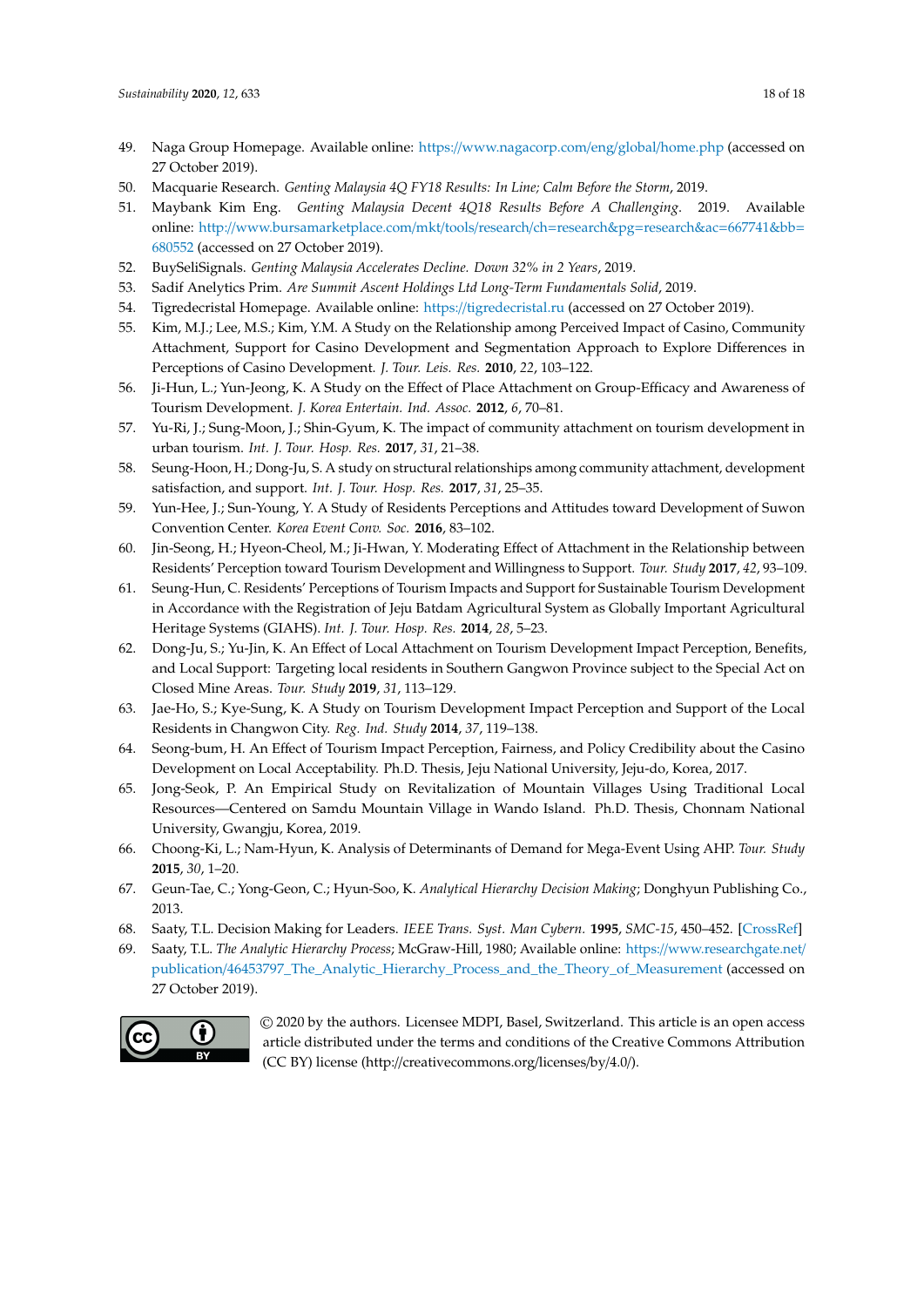49. Naga Group Homepage. Available online: https://www.nagacorp.com/eng/global/home.php (accessed on 27 October 2019).
50. Macquarie Research. *Genting Malaysia 4Q FY18 Results: In Line; Calm Before the Storm*, 2019.
51. Maybank Kim Eng. *Genting Malaysia Decent 4Q18 Results Before A Challenging*. 2019. Available online: http://www.bursamarketplace.com/mkt/tools/research/ch=research&pg=research&ac=667741&bb=680552 (accessed on 27 October 2019).
52. BuySeliSignals. *Genting Malaysia Accelerates Decline. Down 32% in 2 Years*, 2019.
53. Sadif Analytics Prim. *Are Summit Ascent Holdings Ltd Long-Term Fundamentals Solid*, 2019.
54. Tigredecristal Homepage. Available online: https://tigredecristal.ru (accessed on 27 October 2019).
55. Kim, M.J.; Lee, M.S.; Kim, Y.M. A Study on the Relationship among Perceived Impact of Casino, Community Attachment, Support for Casino Development and Segmentation Approach to Explore Differences in Perceptions of Casino Development. *J. Tour. Leis. Res.* **2010**, *22*, 103–122.
56. Ji-Hun, L.; Yun-Jeong, K. A Study on the Effect of Place Attachment on Group-Efficacy and Awareness of Tourism Development. *J. Korea Entertain. Ind. Assoc.* **2012**, *6*, 70–81.
57. Yu-Ri, J.; Sung-Moon, J.; Shin-Gyum, K. The impact of community attachment on tourism development in urban tourism. *Int. J. Tour. Hosp. Res.* **2017**, *31*, 21–38.
58. Seung-Hoon, H.; Dong-Ju, S. A study on structural relationships among community attachment, development satisfaction, and support. *Int. J. Tour. Hosp. Res.* **2017**, *31*, 25–35.
59. Yun-Hee, J.; Sun-Young, Y. A Study of Residents Perceptions and Attitudes toward Development of Suwon Convention Center. *Korea Event Conv. Soc.* **2016**, 83–102.
60. Jin-Seong, H.; Hyeon-Cheol, M.; Ji-Hwan, Y. Moderating Effect of Attachment in the Relationship between Residents' Perception toward Tourism Development and Willingness to Support. *Tour. Study* **2017**, *42*, 93–109.
61. Seung-Hun, C. Residents' Perceptions of Tourism Impacts and Support for Sustainable Tourism Development in Accordance with the Registration of Jeju Batdam Agricultural System as Globally Important Agricultural Heritage Systems (GIAHS). *Int. J. Tour. Hosp. Res.* **2014**, *28*, 5–23.
62. Dong-Ju, S.; Yu-Jin, K. An Effect of Local Attachment on Tourism Development Impact Perception, Benefits, and Local Support: Targeting local residents in Southern Gangwon Province subject to the Special Act on Closed Mine Areas. *Tour. Study* **2019**, *31*, 113–129.
63. Jae-Ho, S.; Kye-Sung, K. A Study on Tourism Development Impact Perception and Support of the Local Residents in Changwon City. *Reg. Ind. Study* **2014**, *37*, 119–138.
64. Seong-bum, H. An Effect of Tourism Impact Perception, Fairness, and Policy Credibility about the Casino Development on Local Acceptability. Ph.D. Thesis, Jeju National University, Jeju-do, Korea, 2017.
65. Jong-Seok, P. An Empirical Study on Revitalization of Mountain Villages Using Traditional Local Resources—Centered on Samdu Mountain Village in Wando Island. Ph.D. Thesis, Chonnam National University, Gwangju, Korea, 2019.
66. Choong-Ki, L.; Nam-Hyun, K. Analysis of Determinants of Demand for Mega-Event Using AHP. *Tour. Study* **2015**, *30*, 1–20.
67. Geun-Tae, C.; Yong-Geon, C.; Hyun-Soo, K. *Analytical Hierarchy Decision Making*; Donghyun Publishing Co., 2013.
68. Saaty, T.L. Decision Making for Leaders. *IEEE Trans. Syst. Man Cybern.* **1995**, *SMC-15*, 450–452. [CrossRef]
69. Saaty, T.L. *The Analytic Hierarchy Process*; McGraw-Hill, 1980; Available online: https://www.researchgate.net/publication/46453797_The_Analytic_Hierarchy_Process_and_the_Theory_of_Measurement (accessed on 27 October 2019).

© 2020 by the authors. Licensee MDPI, Basel, Switzerland. This article is an open access article distributed under the terms and conditions of the Creative Commons Attribution (CC BY) license (http://creativecommons.org/licenses/by/4.0/).